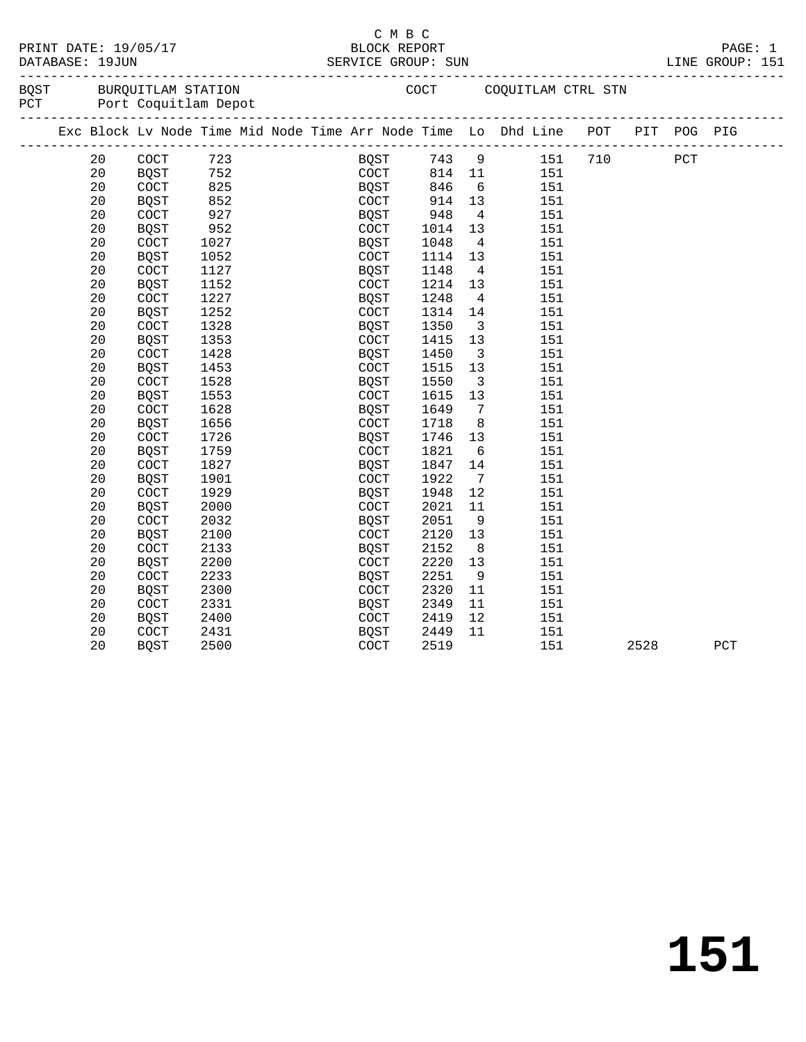C M B C
PRINT DATE: 19/05/17 BLOCK REPORT
DATABASE: 19JUN SERVICE GROUP: SUN LINE GROUP: 151

BQST BURQUITLAM STATION COCT COQUITLAM CTRL STN
PCT Port Coquitlam Depot

| Exc | Block | Lv Node | Time | Mid Node | Time | Arr Node | Time | Lo | Dhd Line | POT | PIT | POG | PIG |
|---|---|---|---|---|---|---|---|---|---|---|---|---|---|
| | 20 | COCT | 723 | | | BQST | 743 | 9 | 151 | 710 | | PCT | |
| | 20 | BQST | 752 | | | COCT | 814 | 11 | 151 | | | | |
| | 20 | COCT | 825 | | | BQST | 846 | 6 | 151 | | | | |
| | 20 | BQST | 852 | | | COCT | 914 | 13 | 151 | | | | |
| | 20 | COCT | 927 | | | BQST | 948 | 4 | 151 | | | | |
| | 20 | BQST | 952 | | | COCT | 1014 | 13 | 151 | | | | |
| | 20 | COCT | 1027 | | | BQST | 1048 | 4 | 151 | | | | |
| | 20 | BQST | 1052 | | | COCT | 1114 | 13 | 151 | | | | |
| | 20 | COCT | 1127 | | | BQST | 1148 | 4 | 151 | | | | |
| | 20 | BQST | 1152 | | | COCT | 1214 | 13 | 151 | | | | |
| | 20 | COCT | 1227 | | | BQST | 1248 | 4 | 151 | | | | |
| | 20 | BQST | 1252 | | | COCT | 1314 | 14 | 151 | | | | |
| | 20 | COCT | 1328 | | | BQST | 1350 | 3 | 151 | | | | |
| | 20 | BQST | 1353 | | | COCT | 1415 | 13 | 151 | | | | |
| | 20 | COCT | 1428 | | | BQST | 1450 | 3 | 151 | | | | |
| | 20 | BQST | 1453 | | | COCT | 1515 | 13 | 151 | | | | |
| | 20 | COCT | 1528 | | | BQST | 1550 | 3 | 151 | | | | |
| | 20 | BQST | 1553 | | | COCT | 1615 | 13 | 151 | | | | |
| | 20 | COCT | 1628 | | | BQST | 1649 | 7 | 151 | | | | |
| | 20 | BQST | 1656 | | | COCT | 1718 | 8 | 151 | | | | |
| | 20 | COCT | 1726 | | | BQST | 1746 | 13 | 151 | | | | |
| | 20 | BQST | 1759 | | | COCT | 1821 | 6 | 151 | | | | |
| | 20 | COCT | 1827 | | | BQST | 1847 | 14 | 151 | | | | |
| | 20 | BQST | 1901 | | | COCT | 1922 | 7 | 151 | | | | |
| | 20 | COCT | 1929 | | | BQST | 1948 | 12 | 151 | | | | |
| | 20 | BQST | 2000 | | | COCT | 2021 | 11 | 151 | | | | |
| | 20 | COCT | 2032 | | | BQST | 2051 | 9 | 151 | | | | |
| | 20 | BQST | 2100 | | | COCT | 2120 | 13 | 151 | | | | |
| | 20 | COCT | 2133 | | | BQST | 2152 | 8 | 151 | | | | |
| | 20 | BQST | 2200 | | | COCT | 2220 | 13 | 151 | | | | |
| | 20 | COCT | 2233 | | | BQST | 2251 | 9 | 151 | | | | |
| | 20 | BQST | 2300 | | | COCT | 2320 | 11 | 151 | | | | |
| | 20 | COCT | 2331 | | | BQST | 2349 | 11 | 151 | | | | |
| | 20 | BQST | 2400 | | | COCT | 2419 | 12 | 151 | | | | |
| | 20 | COCT | 2431 | | | BQST | 2449 | 11 | 151 | | | | |
| | 20 | BQST | 2500 | | | COCT | 2519 | | 151 | | 2528 | | PCT |

# 151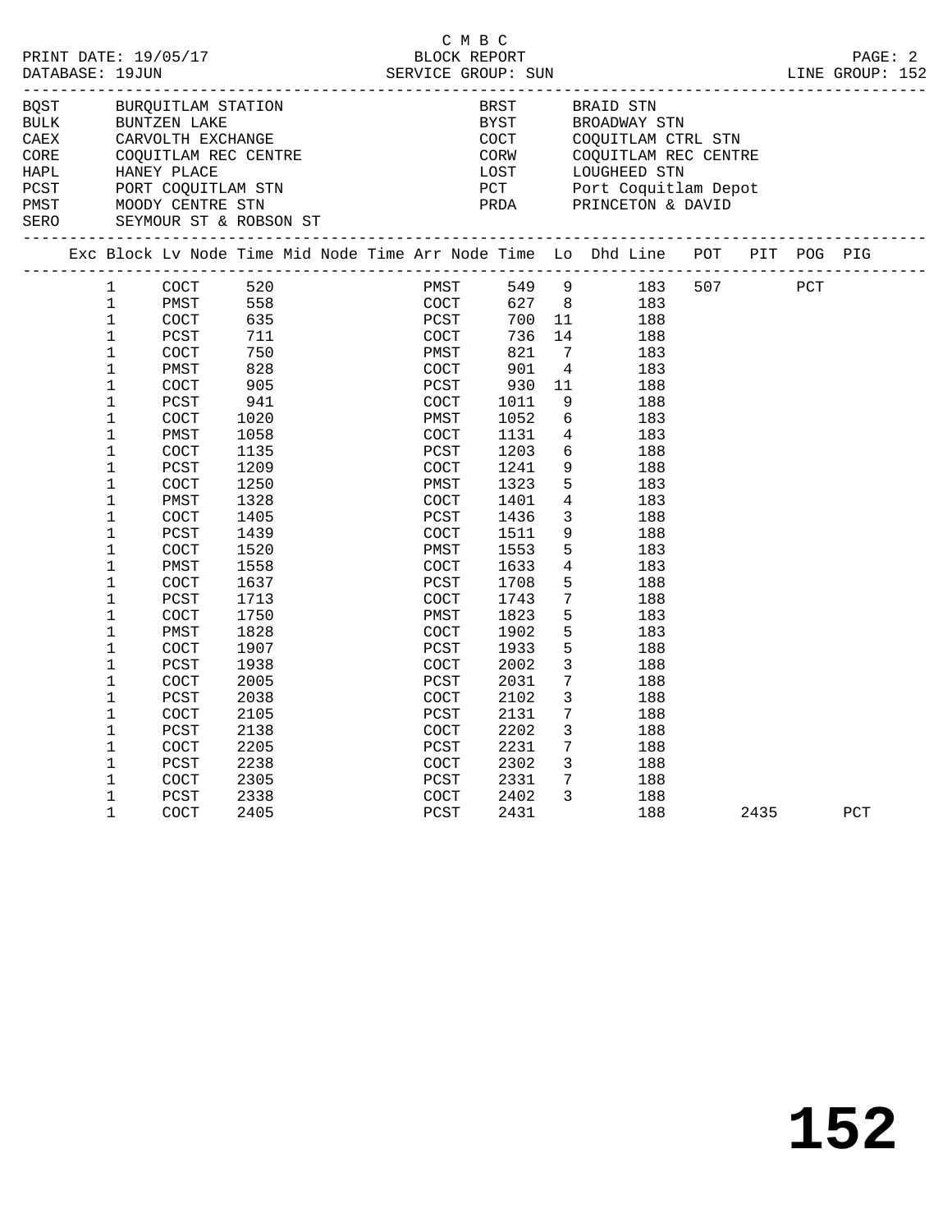C M B C
PRINT DATE: 19/05/17 BLOCK REPORT
DATABASE: 19JUN SERVICE GROUP: SUN LINE GROUP: 152

| | | | |
|---|---|---|---|
| BQST | BURQUITLAM STATION | BRST | BRAID STN |
| BULK | BUNTZEN LAKE | BYST | BROADWAY STN |
| CAEX | CARVOLTH EXCHANGE | COCT | COQUITLAM CTRL STN |
| CORE | COQUITLAM REC CENTRE | CORW | COQUITLAM REC CENTRE |
| HAPL | HANEY PLACE | LOST | LOUGHEED STN |
| PCST | PORT COQUITLAM STN | PCT | Port Coquitlam Depot |
| PMST | MOODY CENTRE STN | PRDA | PRINCETON & DAVID |
| SERO | SEYMOUR ST & ROBSON ST | | |

| Exc | Block | Lv Node | Time | Mid Node | Time | Arr Node | Time | Lo | Dhd | Line | POT | PIT | POG | PIG |
|---|---|---|---|---|---|---|---|---|---|---|---|---|---|---|
| | 1 | COCT | 520 | | | PMST | 549 | 9 | | 183 | 507 | | PCT | |
| | 1 | PMST | 558 | | | COCT | 627 | 8 | | 183 | | | | |
| | 1 | COCT | 635 | | | PCST | 700 | 11 | | 188 | | | | |
| | 1 | PCST | 711 | | | COCT | 736 | 14 | | 188 | | | | |
| | 1 | COCT | 750 | | | PMST | 821 | 7 | | 183 | | | | |
| | 1 | PMST | 828 | | | COCT | 901 | 4 | | 183 | | | | |
| | 1 | COCT | 905 | | | PCST | 930 | 11 | | 188 | | | | |
| | 1 | PCST | 941 | | | COCT | 1011 | 9 | | 188 | | | | |
| | 1 | COCT | 1020 | | | PMST | 1052 | 6 | | 183 | | | | |
| | 1 | PMST | 1058 | | | COCT | 1131 | 4 | | 183 | | | | |
| | 1 | COCT | 1135 | | | PCST | 1203 | 6 | | 188 | | | | |
| | 1 | PCST | 1209 | | | COCT | 1241 | 9 | | 188 | | | | |
| | 1 | COCT | 1250 | | | PMST | 1323 | 5 | | 183 | | | | |
| | 1 | PMST | 1328 | | | COCT | 1401 | 4 | | 183 | | | | |
| | 1 | COCT | 1405 | | | PCST | 1436 | 3 | | 188 | | | | |
| | 1 | PCST | 1439 | | | COCT | 1511 | 9 | | 188 | | | | |
| | 1 | COCT | 1520 | | | PMST | 1553 | 5 | | 183 | | | | |
| | 1 | PMST | 1558 | | | COCT | 1633 | 4 | | 183 | | | | |
| | 1 | COCT | 1637 | | | PCST | 1708 | 5 | | 188 | | | | |
| | 1 | PCST | 1713 | | | COCT | 1743 | 7 | | 188 | | | | |
| | 1 | COCT | 1750 | | | PMST | 1823 | 5 | | 183 | | | | |
| | 1 | PMST | 1828 | | | COCT | 1902 | 5 | | 183 | | | | |
| | 1 | COCT | 1907 | | | PCST | 1933 | 5 | | 188 | | | | |
| | 1 | PCST | 1938 | | | COCT | 2002 | 3 | | 188 | | | | |
| | 1 | COCT | 2005 | | | PCST | 2031 | 7 | | 188 | | | | |
| | 1 | PCST | 2038 | | | COCT | 2102 | 3 | | 188 | | | | |
| | 1 | COCT | 2105 | | | PCST | 2131 | 7 | | 188 | | | | |
| | 1 | PCST | 2138 | | | COCT | 2202 | 3 | | 188 | | | | |
| | 1 | COCT | 2205 | | | PCST | 2231 | 7 | | 188 | | | | |
| | 1 | PCST | 2238 | | | COCT | 2302 | 3 | | 188 | | | | |
| | 1 | COCT | 2305 | | | PCST | 2331 | 7 | | 188 | | | | |
| | 1 | PCST | 2338 | | | COCT | 2402 | 3 | | 188 | | | | |
| | 1 | COCT | 2405 | | | PCST | 2431 | | | 188 | | 2435 | | PCT |

# 152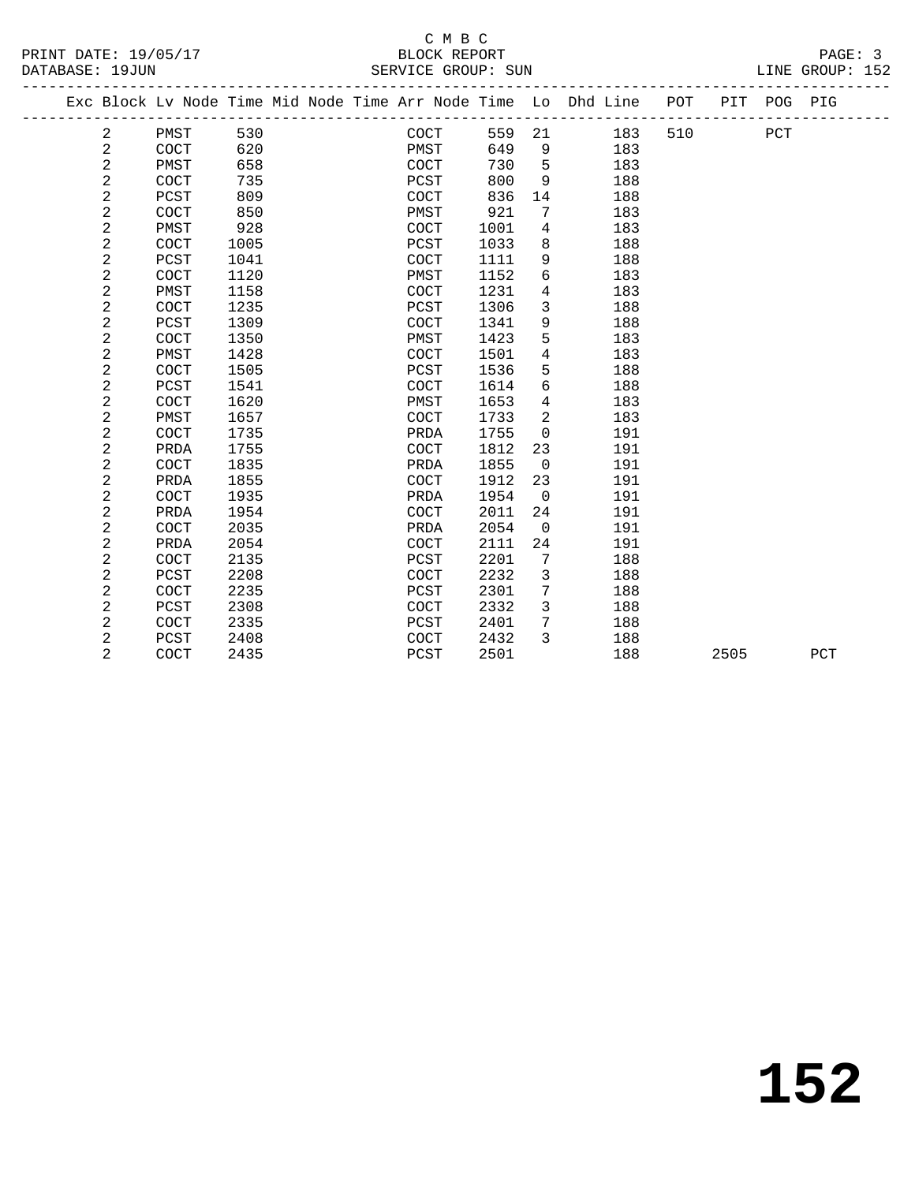C M B C
BLOCK REPORT
SERVICE GROUP: SUN

PRINT DATE: 19/05/17
DATABASE: 19JUN
LINE GROUP: 152

| Exc | Block | Lv | Node | Time | Mid | Node | Time | Arr | Node | Time | Lo | Dhd | Line | POT | PIT | POG | PIG |
|---|---|---|---|---|---|---|---|---|---|---|---|---|---|---|---|---|---|
| | 2 | | PMST | 530 | | | | | COCT | 559 | 21 | | 183 | 510 | | PCT | |
| | 2 | | COCT | 620 | | | | | PMST | 649 | 9 | | 183 | | | | |
| | 2 | | PMST | 658 | | | | | COCT | 730 | 5 | | 183 | | | | |
| | 2 | | COCT | 735 | | | | | PCST | 800 | 9 | | 188 | | | | |
| | 2 | | PCST | 809 | | | | | COCT | 836 | 14 | | 188 | | | | |
| | 2 | | COCT | 850 | | | | | PMST | 921 | 7 | | 183 | | | | |
| | 2 | | PMST | 928 | | | | | COCT | 1001 | 4 | | 183 | | | | |
| | 2 | | COCT | 1005 | | | | | PCST | 1033 | 8 | | 188 | | | | |
| | 2 | | PCST | 1041 | | | | | COCT | 1111 | 9 | | 188 | | | | |
| | 2 | | COCT | 1120 | | | | | PMST | 1152 | 6 | | 183 | | | | |
| | 2 | | PMST | 1158 | | | | | COCT | 1231 | 4 | | 183 | | | | |
| | 2 | | COCT | 1235 | | | | | PCST | 1306 | 3 | | 188 | | | | |
| | 2 | | PCST | 1309 | | | | | COCT | 1341 | 9 | | 188 | | | | |
| | 2 | | COCT | 1350 | | | | | PMST | 1423 | 5 | | 183 | | | | |
| | 2 | | PMST | 1428 | | | | | COCT | 1501 | 4 | | 183 | | | | |
| | 2 | | COCT | 1505 | | | | | PCST | 1536 | 5 | | 188 | | | | |
| | 2 | | PCST | 1541 | | | | | COCT | 1614 | 6 | | 188 | | | | |
| | 2 | | COCT | 1620 | | | | | PMST | 1653 | 4 | | 183 | | | | |
| | 2 | | PMST | 1657 | | | | | COCT | 1733 | 2 | | 183 | | | | |
| | 2 | | COCT | 1735 | | | | | PRDA | 1755 | 0 | | 191 | | | | |
| | 2 | | PRDA | 1755 | | | | | COCT | 1812 | 23 | | 191 | | | | |
| | 2 | | COCT | 1835 | | | | | PRDA | 1855 | 0 | | 191 | | | | |
| | 2 | | PRDA | 1855 | | | | | COCT | 1912 | 23 | | 191 | | | | |
| | 2 | | COCT | 1935 | | | | | PRDA | 1954 | 0 | | 191 | | | | |
| | 2 | | PRDA | 1954 | | | | | COCT | 2011 | 24 | | 191 | | | | |
| | 2 | | COCT | 2035 | | | | | PRDA | 2054 | 0 | | 191 | | | | |
| | 2 | | PRDA | 2054 | | | | | COCT | 2111 | 24 | | 191 | | | | |
| | 2 | | COCT | 2135 | | | | | PCST | 2201 | 7 | | 188 | | | | |
| | 2 | | PCST | 2208 | | | | | COCT | 2232 | 3 | | 188 | | | | |
| | 2 | | COCT | 2235 | | | | | PCST | 2301 | 7 | | 188 | | | | |
| | 2 | | PCST | 2308 | | | | | COCT | 2332 | 3 | | 188 | | | | |
| | 2 | | COCT | 2335 | | | | | PCST | 2401 | 7 | | 188 | | | | |
| | 2 | | PCST | 2408 | | | | | COCT | 2432 | 3 | | 188 | | | | |
| | 2 | | COCT | 2435 | | | | | PCST | 2501 | | | 188 | | 2505 | | PCT |

**152**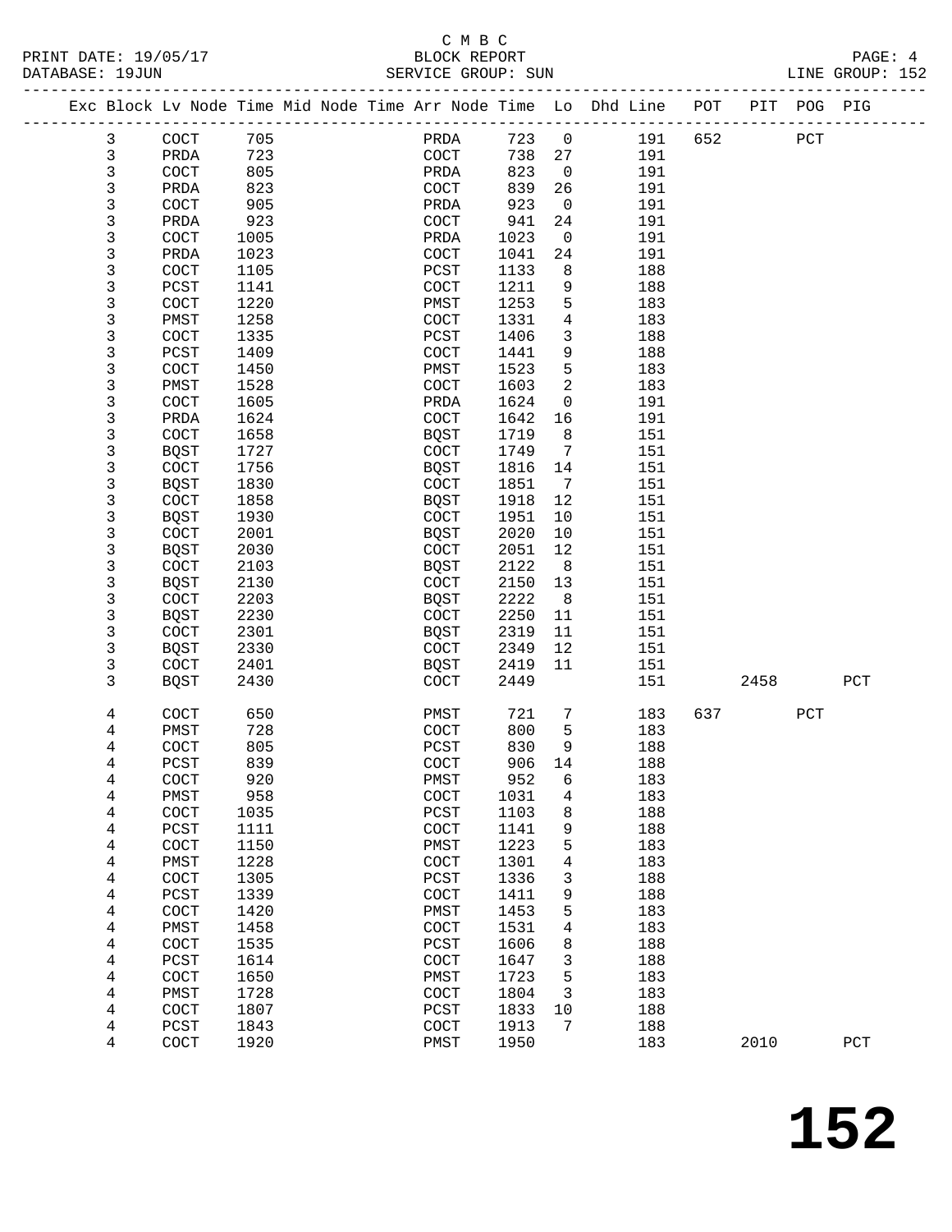C M B C

PRINT DATE: 19/05/17 BLOCK REPORT PAGE: 4
DATABASE: 19JUN SERVICE GROUP: SUN LINE GROUP: 152

| Exc | Block | Lv | Node | Time | Mid | Node | Time | Arr | Node | Time | Lo | Dhd | Line | POT | PIT | POG | PIG |
|---|---|---|---|---|---|---|---|---|---|---|---|---|---|---|---|---|---|
| | 3 | | COCT | 705 | | | | | PRDA | 723 | 0 | | 191 | 652 | | PCT | |
| | 3 | | PRDA | 723 | | | | | COCT | 738 | 27 | | 191 | | | | |
| | 3 | | COCT | 805 | | | | | PRDA | 823 | 0 | | 191 | | | | |
| | 3 | | PRDA | 823 | | | | | COCT | 839 | 26 | | 191 | | | | |
| | 3 | | COCT | 905 | | | | | PRDA | 923 | 0 | | 191 | | | | |
| | 3 | | PRDA | 923 | | | | | COCT | 941 | 24 | | 191 | | | | |
| | 3 | | COCT | 1005 | | | | | PRDA | 1023 | 0 | | 191 | | | | |
| | 3 | | PRDA | 1023 | | | | | COCT | 1041 | 24 | | 191 | | | | |
| | 3 | | COCT | 1105 | | | | | PCST | 1133 | 8 | | 188 | | | | |
| | 3 | | PCST | 1141 | | | | | COCT | 1211 | 9 | | 188 | | | | |
| | 3 | | COCT | 1220 | | | | | PMST | 1253 | 5 | | 183 | | | | |
| | 3 | | PMST | 1258 | | | | | COCT | 1331 | 4 | | 183 | | | | |
| | 3 | | COCT | 1335 | | | | | PCST | 1406 | 3 | | 188 | | | | |
| | 3 | | PCST | 1409 | | | | | COCT | 1441 | 9 | | 188 | | | | |
| | 3 | | COCT | 1450 | | | | | PMST | 1523 | 5 | | 183 | | | | |
| | 3 | | PMST | 1528 | | | | | COCT | 1603 | 2 | | 183 | | | | |
| | 3 | | COCT | 1605 | | | | | PRDA | 1624 | 0 | | 191 | | | | |
| | 3 | | PRDA | 1624 | | | | | COCT | 1642 | 16 | | 191 | | | | |
| | 3 | | COCT | 1658 | | | | | BQST | 1719 | 8 | | 151 | | | | |
| | 3 | | BQST | 1727 | | | | | COCT | 1749 | 7 | | 151 | | | | |
| | 3 | | COCT | 1756 | | | | | BQST | 1816 | 14 | | 151 | | | | |
| | 3 | | BQST | 1830 | | | | | COCT | 1851 | 7 | | 151 | | | | |
| | 3 | | COCT | 1858 | | | | | BQST | 1918 | 12 | | 151 | | | | |
| | 3 | | BQST | 1930 | | | | | COCT | 1951 | 10 | | 151 | | | | |
| | 3 | | COCT | 2001 | | | | | BQST | 2020 | 10 | | 151 | | | | |
| | 3 | | BQST | 2030 | | | | | COCT | 2051 | 12 | | 151 | | | | |
| | 3 | | COCT | 2103 | | | | | BQST | 2122 | 8 | | 151 | | | | |
| | 3 | | BQST | 2130 | | | | | COCT | 2150 | 13 | | 151 | | | | |
| | 3 | | COCT | 2203 | | | | | BQST | 2222 | 8 | | 151 | | | | |
| | 3 | | BQST | 2230 | | | | | COCT | 2250 | 11 | | 151 | | | | |
| | 3 | | COCT | 2301 | | | | | BQST | 2319 | 11 | | 151 | | | | |
| | 3 | | BQST | 2330 | | | | | COCT | 2349 | 12 | | 151 | | | | |
| | 3 | | COCT | 2401 | | | | | BQST | 2419 | 11 | | 151 | | | | |
| | 3 | | BQST | 2430 | | | | | COCT | 2449 | | | 151 | | 2458 | | PCT |
| | 4 | | COCT | 650 | | | | | PMST | 721 | 7 | | 183 | 637 | | PCT | |
| | 4 | | PMST | 728 | | | | | COCT | 800 | 5 | | 183 | | | | |
| | 4 | | COCT | 805 | | | | | PCST | 830 | 9 | | 188 | | | | |
| | 4 | | PCST | 839 | | | | | COCT | 906 | 14 | | 188 | | | | |
| | 4 | | COCT | 920 | | | | | PMST | 952 | 6 | | 183 | | | | |
| | 4 | | PMST | 958 | | | | | COCT | 1031 | 4 | | 183 | | | | |
| | 4 | | COCT | 1035 | | | | | PCST | 1103 | 8 | | 188 | | | | |
| | 4 | | PCST | 1111 | | | | | COCT | 1141 | 9 | | 188 | | | | |
| | 4 | | COCT | 1150 | | | | | PMST | 1223 | 5 | | 183 | | | | |
| | 4 | | PMST | 1228 | | | | | COCT | 1301 | 4 | | 183 | | | | |
| | 4 | | COCT | 1305 | | | | | PCST | 1336 | 3 | | 188 | | | | |
| | 4 | | PCST | 1339 | | | | | COCT | 1411 | 9 | | 188 | | | | |
| | 4 | | COCT | 1420 | | | | | PMST | 1453 | 5 | | 183 | | | | |
| | 4 | | PMST | 1458 | | | | | COCT | 1531 | 4 | | 183 | | | | |
| | 4 | | COCT | 1535 | | | | | PCST | 1606 | 8 | | 188 | | | | |
| | 4 | | PCST | 1614 | | | | | COCT | 1647 | 3 | | 188 | | | | |
| | 4 | | COCT | 1650 | | | | | PMST | 1723 | 5 | | 183 | | | | |
| | 4 | | PMST | 1728 | | | | | COCT | 1804 | 3 | | 183 | | | | |
| | 4 | | COCT | 1807 | | | | | PCST | 1833 | 10 | | 188 | | | | |
| | 4 | | PCST | 1843 | | | | | COCT | 1913 | 7 | | 188 | | | | |
| | 4 | | COCT | 1920 | | | | | PMST | 1950 | | | 183 | | 2010 | | PCT |

# 152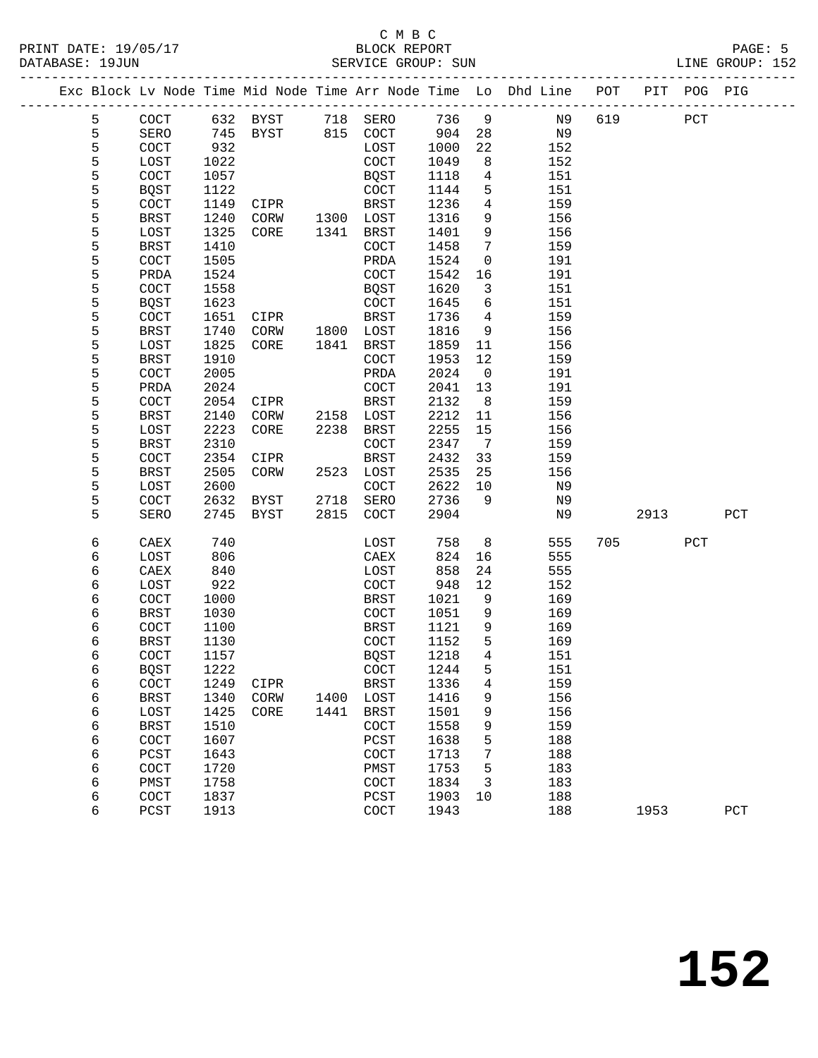C M B C
PRINT DATE: 19/05/17 BLOCK REPORT
DATABASE: 19JUN SERVICE GROUP: SUN LINE GROUP: 152

| Exc | Block | Lv Node | Time | Mid Node | Time | Arr Node | Time | Lo | Dhd Line | POT | PIT | POG | PIG |
|---|---|---|---|---|---|---|---|---|---|---|---|---|---|
| | 5 | COCT | 632 | BYST | 718 | SERO | 736 | 9 | N9 | 619 | | PCT | |
| | 5 | SERO | 745 | BYST | 815 | COCT | 904 | 28 | N9 | | | | |
| | 5 | COCT | 932 | | | LOST | 1000 | 22 | 152 | | | | |
| | 5 | LOST | 1022 | | | COCT | 1049 | 8 | 152 | | | | |
| | 5 | COCT | 1057 | | | BQST | 1118 | 4 | 151 | | | | |
| | 5 | BQST | 1122 | | | COCT | 1144 | 5 | 151 | | | | |
| | 5 | COCT | 1149 | CIPR | | BRST | 1236 | 4 | 159 | | | | |
| | 5 | BRST | 1240 | CORW | 1300 | LOST | 1316 | 9 | 156 | | | | |
| | 5 | LOST | 1325 | CORE | 1341 | BRST | 1401 | 9 | 156 | | | | |
| | 5 | BRST | 1410 | | | COCT | 1458 | 7 | 159 | | | | |
| | 5 | COCT | 1505 | | | PRDA | 1524 | 0 | 191 | | | | |
| | 5 | PRDA | 1524 | | | COCT | 1542 | 16 | 191 | | | | |
| | 5 | COCT | 1558 | | | BQST | 1620 | 3 | 151 | | | | |
| | 5 | BQST | 1623 | | | COCT | 1645 | 6 | 151 | | | | |
| | 5 | COCT | 1651 | CIPR | | BRST | 1736 | 4 | 159 | | | | |
| | 5 | BRST | 1740 | CORW | 1800 | LOST | 1816 | 9 | 156 | | | | |
| | 5 | LOST | 1825 | CORE | 1841 | BRST | 1859 | 11 | 156 | | | | |
| | 5 | BRST | 1910 | | | COCT | 1953 | 12 | 159 | | | | |
| | 5 | COCT | 2005 | | | PRDA | 2024 | 0 | 191 | | | | |
| | 5 | PRDA | 2024 | | | COCT | 2041 | 13 | 191 | | | | |
| | 5 | COCT | 2054 | CIPR | | BRST | 2132 | 8 | 159 | | | | |
| | 5 | BRST | 2140 | CORW | 2158 | LOST | 2212 | 11 | 156 | | | | |
| | 5 | LOST | 2223 | CORE | 2238 | BRST | 2255 | 15 | 156 | | | | |
| | 5 | BRST | 2310 | | | COCT | 2347 | 7 | 159 | | | | |
| | 5 | COCT | 2354 | CIPR | | BRST | 2432 | 33 | 159 | | | | |
| | 5 | BRST | 2505 | CORW | 2523 | LOST | 2535 | 25 | 156 | | | | |
| | 5 | LOST | 2600 | | | COCT | 2622 | 10 | N9 | | | | |
| | 5 | COCT | 2632 | BYST | 2718 | SERO | 2736 | 9 | N9 | | | | |
| | 5 | SERO | 2745 | BYST | 2815 | COCT | 2904 | | N9 | | 2913 | | PCT |
| | 6 | CAEX | 740 | | | LOST | 758 | 8 | 555 | 705 | | PCT | |
| | 6 | LOST | 806 | | | CAEX | 824 | 16 | 555 | | | | |
| | 6 | CAEX | 840 | | | LOST | 858 | 24 | 555 | | | | |
| | 6 | LOST | 922 | | | COCT | 948 | 12 | 152 | | | | |
| | 6 | COCT | 1000 | | | BRST | 1021 | 9 | 169 | | | | |
| | 6 | BRST | 1030 | | | COCT | 1051 | 9 | 169 | | | | |
| | 6 | COCT | 1100 | | | BRST | 1121 | 9 | 169 | | | | |
| | 6 | BRST | 1130 | | | COCT | 1152 | 5 | 169 | | | | |
| | 6 | COCT | 1157 | | | BQST | 1218 | 4 | 151 | | | | |
| | 6 | BQST | 1222 | | | COCT | 1244 | 5 | 151 | | | | |
| | 6 | COCT | 1249 | CIPR | | BRST | 1336 | 4 | 159 | | | | |
| | 6 | BRST | 1340 | CORW | 1400 | LOST | 1416 | 9 | 156 | | | | |
| | 6 | LOST | 1425 | CORE | 1441 | BRST | 1501 | 9 | 156 | | | | |
| | 6 | BRST | 1510 | | | COCT | 1558 | 9 | 159 | | | | |
| | 6 | COCT | 1607 | | | PCST | 1638 | 5 | 188 | | | | |
| | 6 | PCST | 1643 | | | COCT | 1713 | 7 | 188 | | | | |
| | 6 | COCT | 1720 | | | PMST | 1753 | 5 | 183 | | | | |
| | 6 | PMST | 1758 | | | COCT | 1834 | 3 | 183 | | | | |
| | 6 | COCT | 1837 | | | PCST | 1903 | 10 | 188 | | | | |
| | 6 | PCST | 1913 | | | COCT | 1943 | | 188 | | 1953 | | PCT |

# 152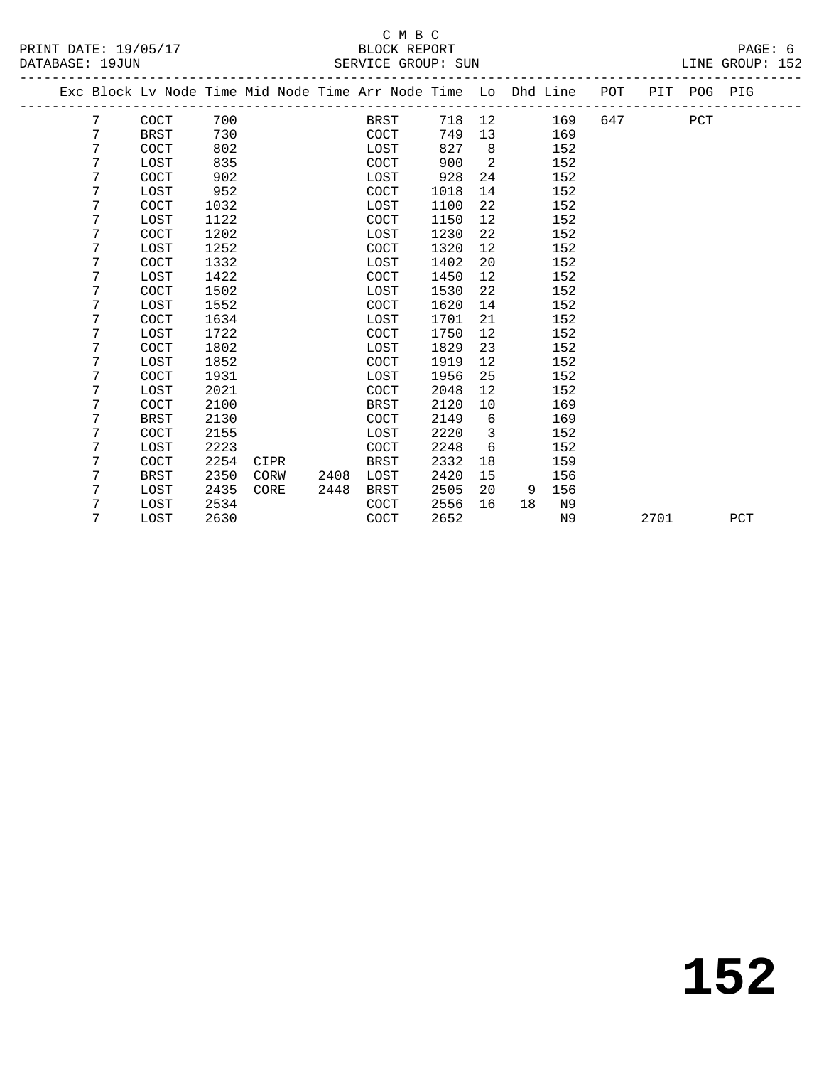C M B C

PRINT DATE: 19/05/17 BLOCK REPORT

DATABASE: 19JUN SERVICE GROUP: SUN LINE GROUP: 152

| Exc | Block | Lv Node | Time | Mid Node | Time | Arr Node | Time | Lo | Dhd | Line | POT | PIT | POG | PIG |
|---|---|---|---|---|---|---|---|---|---|---|---|---|---|---|
| | 7 | COCT | 700 | | | BRST | 718 | 12 | | 169 | 647 | | PCT | |
| | 7 | BRST | 730 | | | COCT | 749 | 13 | | 169 | | | | |
| | 7 | COCT | 802 | | | LOST | 827 | 8 | | 152 | | | | |
| | 7 | LOST | 835 | | | COCT | 900 | 2 | | 152 | | | | |
| | 7 | COCT | 902 | | | LOST | 928 | 24 | | 152 | | | | |
| | 7 | LOST | 952 | | | COCT | 1018 | 14 | | 152 | | | | |
| | 7 | COCT | 1032 | | | LOST | 1100 | 22 | | 152 | | | | |
| | 7 | LOST | 1122 | | | COCT | 1150 | 12 | | 152 | | | | |
| | 7 | COCT | 1202 | | | LOST | 1230 | 22 | | 152 | | | | |
| | 7 | LOST | 1252 | | | COCT | 1320 | 12 | | 152 | | | | |
| | 7 | COCT | 1332 | | | LOST | 1402 | 20 | | 152 | | | | |
| | 7 | LOST | 1422 | | | COCT | 1450 | 12 | | 152 | | | | |
| | 7 | COCT | 1502 | | | LOST | 1530 | 22 | | 152 | | | | |
| | 7 | LOST | 1552 | | | COCT | 1620 | 14 | | 152 | | | | |
| | 7 | COCT | 1634 | | | LOST | 1701 | 21 | | 152 | | | | |
| | 7 | LOST | 1722 | | | COCT | 1750 | 12 | | 152 | | | | |
| | 7 | COCT | 1802 | | | LOST | 1829 | 23 | | 152 | | | | |
| | 7 | LOST | 1852 | | | COCT | 1919 | 12 | | 152 | | | | |
| | 7 | COCT | 1931 | | | LOST | 1956 | 25 | | 152 | | | | |
| | 7 | LOST | 2021 | | | COCT | 2048 | 12 | | 152 | | | | |
| | 7 | COCT | 2100 | | | BRST | 2120 | 10 | | 169 | | | | |
| | 7 | BRST | 2130 | | | COCT | 2149 | 6 | | 169 | | | | |
| | 7 | COCT | 2155 | | | LOST | 2220 | 3 | | 152 | | | | |
| | 7 | LOST | 2223 | | | COCT | 2248 | 6 | | 152 | | | | |
| | 7 | COCT | 2254 | CIPR | | BRST | 2332 | 18 | | 159 | | | | |
| | 7 | BRST | 2350 | CORW | 2408 | LOST | 2420 | 15 | | 156 | | | | |
| | 7 | LOST | 2435 | CORE | 2448 | BRST | 2505 | 20 | 9 | 156 | | | | |
| | 7 | LOST | 2534 | | | COCT | 2556 | 16 | 18 | N9 | | | | |
| | 7 | LOST | 2630 | | | COCT | 2652 | | | N9 | | 2701 | | PCT |

152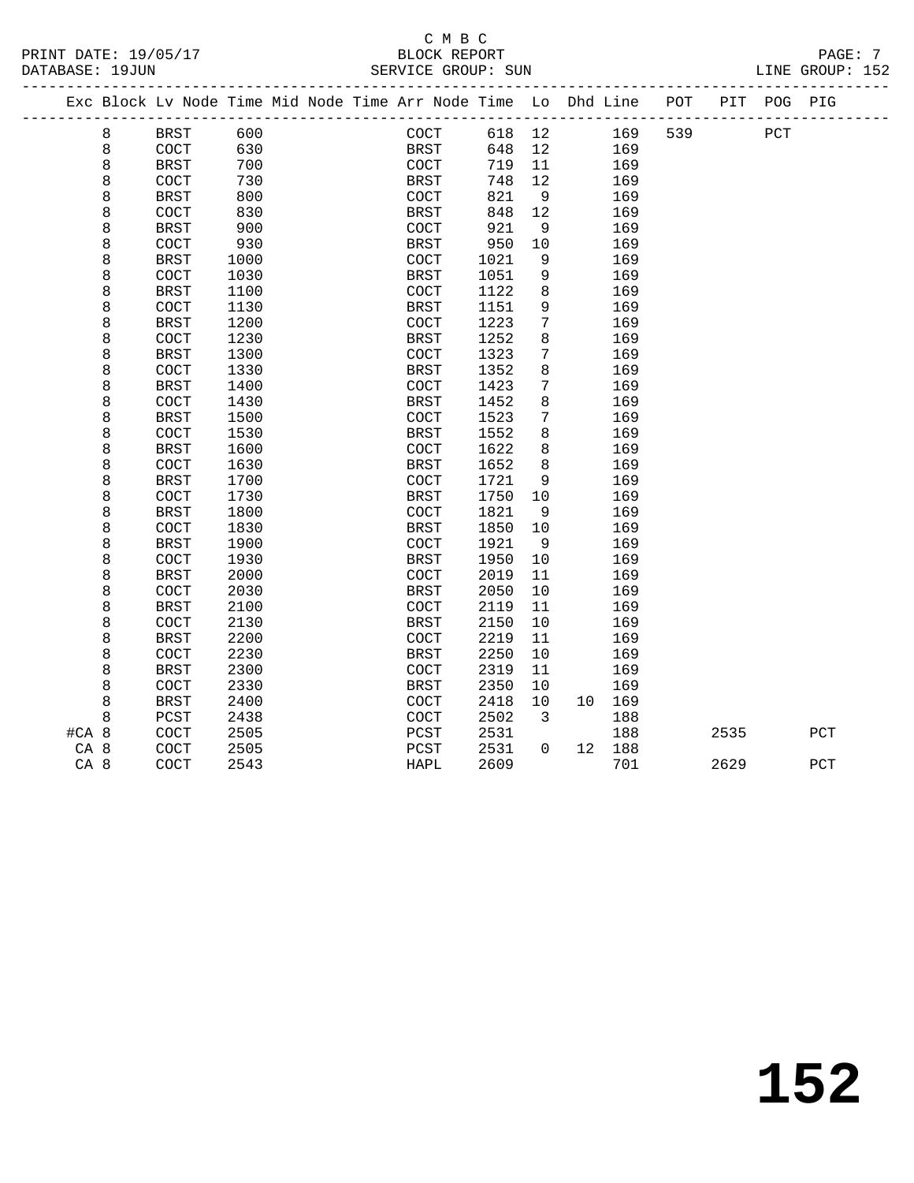C M B C
BLOCK REPORT
SERVICE GROUP: SUN

PRINT DATE: 19/05/17
DATABASE: 19JUN
LINE GROUP: 152

| Exc | Block | Lv | Node | Time | Mid | Node | Time | Arr | Node | Time | Lo | Dhd | Line | POT | PIT | POG | PIG |
|---|---|---|---|---|---|---|---|---|---|---|---|---|---|---|---|---|---|
| | 8 | | BRST | 600 | | | | | COCT | 618 | 12 | | 169 | 539 | | PCT | |
| | 8 | | COCT | 630 | | | | | BRST | 648 | 12 | | 169 | | | | |
| | 8 | | BRST | 700 | | | | | COCT | 719 | 11 | | 169 | | | | |
| | 8 | | COCT | 730 | | | | | BRST | 748 | 12 | | 169 | | | | |
| | 8 | | BRST | 800 | | | | | COCT | 821 | 9 | | 169 | | | | |
| | 8 | | COCT | 830 | | | | | BRST | 848 | 12 | | 169 | | | | |
| | 8 | | BRST | 900 | | | | | COCT | 921 | 9 | | 169 | | | | |
| | 8 | | COCT | 930 | | | | | BRST | 950 | 10 | | 169 | | | | |
| | 8 | | BRST | 1000 | | | | | COCT | 1021 | 9 | | 169 | | | | |
| | 8 | | COCT | 1030 | | | | | BRST | 1051 | 9 | | 169 | | | | |
| | 8 | | BRST | 1100 | | | | | COCT | 1122 | 8 | | 169 | | | | |
| | 8 | | COCT | 1130 | | | | | BRST | 1151 | 9 | | 169 | | | | |
| | 8 | | BRST | 1200 | | | | | COCT | 1223 | 7 | | 169 | | | | |
| | 8 | | COCT | 1230 | | | | | BRST | 1252 | 8 | | 169 | | | | |
| | 8 | | BRST | 1300 | | | | | COCT | 1323 | 7 | | 169 | | | | |
| | 8 | | COCT | 1330 | | | | | BRST | 1352 | 8 | | 169 | | | | |
| | 8 | | BRST | 1400 | | | | | COCT | 1423 | 7 | | 169 | | | | |
| | 8 | | COCT | 1430 | | | | | BRST | 1452 | 8 | | 169 | | | | |
| | 8 | | BRST | 1500 | | | | | COCT | 1523 | 7 | | 169 | | | | |
| | 8 | | COCT | 1530 | | | | | BRST | 1552 | 8 | | 169 | | | | |
| | 8 | | BRST | 1600 | | | | | COCT | 1622 | 8 | | 169 | | | | |
| | 8 | | COCT | 1630 | | | | | BRST | 1652 | 8 | | 169 | | | | |
| | 8 | | BRST | 1700 | | | | | COCT | 1721 | 9 | | 169 | | | | |
| | 8 | | COCT | 1730 | | | | | BRST | 1750 | 10 | | 169 | | | | |
| | 8 | | BRST | 1800 | | | | | COCT | 1821 | 9 | | 169 | | | | |
| | 8 | | COCT | 1830 | | | | | BRST | 1850 | 10 | | 169 | | | | |
| | 8 | | BRST | 1900 | | | | | COCT | 1921 | 9 | | 169 | | | | |
| | 8 | | COCT | 1930 | | | | | BRST | 1950 | 10 | | 169 | | | | |
| | 8 | | BRST | 2000 | | | | | COCT | 2019 | 11 | | 169 | | | | |
| | 8 | | COCT | 2030 | | | | | BRST | 2050 | 10 | | 169 | | | | |
| | 8 | | BRST | 2100 | | | | | COCT | 2119 | 11 | | 169 | | | | |
| | 8 | | COCT | 2130 | | | | | BRST | 2150 | 10 | | 169 | | | | |
| | 8 | | BRST | 2200 | | | | | COCT | 2219 | 11 | | 169 | | | | |
| | 8 | | COCT | 2230 | | | | | BRST | 2250 | 10 | | 169 | | | | |
| | 8 | | BRST | 2300 | | | | | COCT | 2319 | 11 | | 169 | | | | |
| | 8 | | COCT | 2330 | | | | | BRST | 2350 | 10 | | 169 | | | | |
| | 8 | | BRST | 2400 | | | | | COCT | 2418 | 10 | 10 | 169 | | | | |
| | 8 | | PCST | 2438 | | | | | COCT | 2502 | 3 | | 188 | | | | |
| #CA | 8 | | COCT | 2505 | | | | | PCST | 2531 | | | 188 | | 2535 | | PCT |
| CA | 8 | | COCT | 2505 | | | | | PCST | 2531 | 0 | 12 | 188 | | | | |
| CA | 8 | | COCT | 2543 | | | | | HAPL | 2609 | | | 701 | | 2629 | | PCT |

152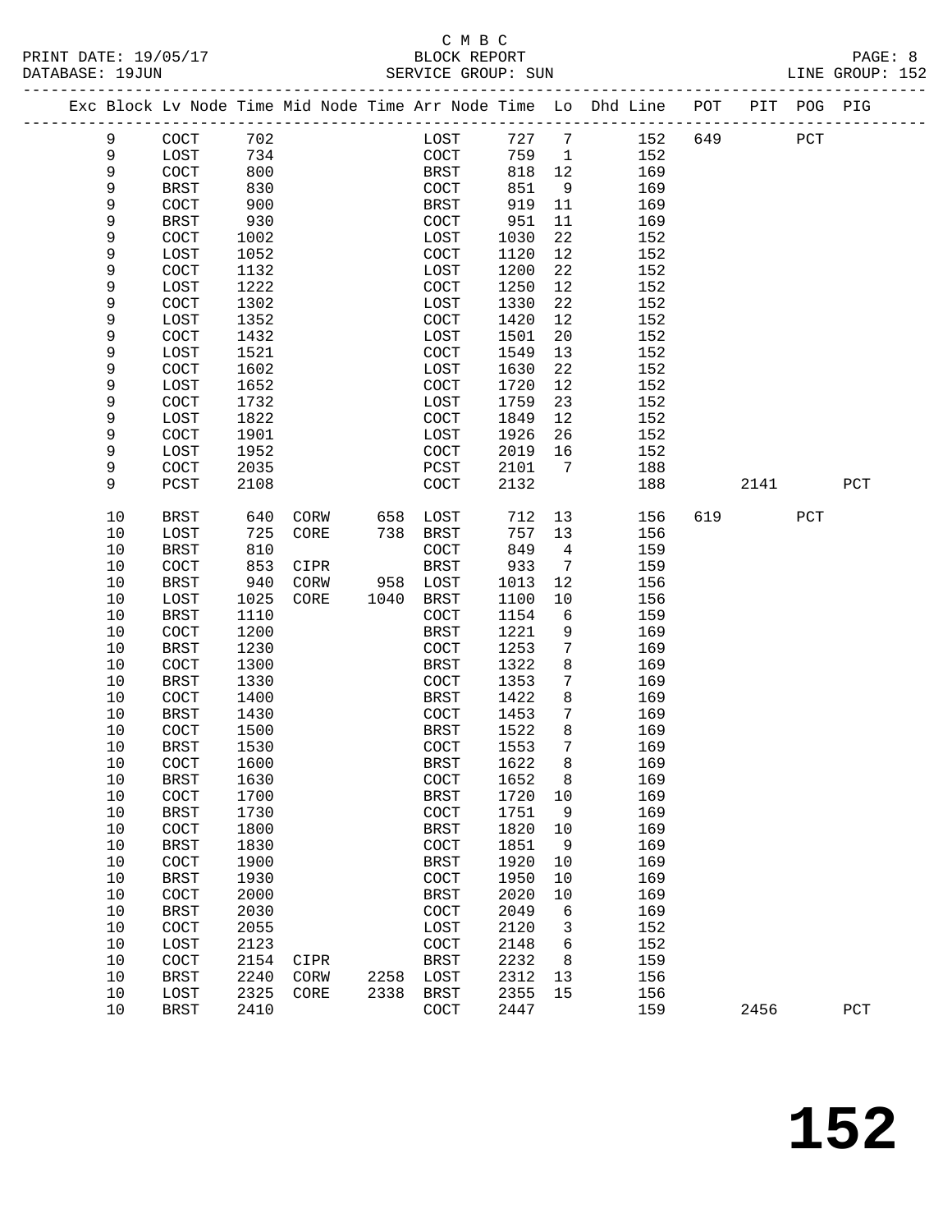C M B C

BLOCK REPORT

SERVICE GROUP: SUN

PRINT DATE: 19/05/17
DATABASE: 19JUN
LINE GROUP: 152

| Exc | Block | Lv Node | Time | Mid Node | Time | Arr Node | Time | Lo | Dhd Line | POT | PIT | POG | PIG |
|---|---|---|---|---|---|---|---|---|---|---|---|---|---|
| | 9 | COCT | 702 | | | LOST | 727 | 7 | 152 | 649 | | PCT | |
| | 9 | LOST | 734 | | | COCT | 759 | 1 | 152 | | | | |
| | 9 | COCT | 800 | | | BRST | 818 | 12 | 169 | | | | |
| | 9 | BRST | 830 | | | COCT | 851 | 9 | 169 | | | | |
| | 9 | COCT | 900 | | | BRST | 919 | 11 | 169 | | | | |
| | 9 | BRST | 930 | | | COCT | 951 | 11 | 169 | | | | |
| | 9 | COCT | 1002 | | | LOST | 1030 | 22 | 152 | | | | |
| | 9 | LOST | 1052 | | | COCT | 1120 | 12 | 152 | | | | |
| | 9 | COCT | 1132 | | | LOST | 1200 | 22 | 152 | | | | |
| | 9 | LOST | 1222 | | | COCT | 1250 | 12 | 152 | | | | |
| | 9 | COCT | 1302 | | | LOST | 1330 | 22 | 152 | | | | |
| | 9 | LOST | 1352 | | | COCT | 1420 | 12 | 152 | | | | |
| | 9 | COCT | 1432 | | | LOST | 1501 | 20 | 152 | | | | |
| | 9 | LOST | 1521 | | | COCT | 1549 | 13 | 152 | | | | |
| | 9 | COCT | 1602 | | | LOST | 1630 | 22 | 152 | | | | |
| | 9 | LOST | 1652 | | | COCT | 1720 | 12 | 152 | | | | |
| | 9 | COCT | 1732 | | | LOST | 1759 | 23 | 152 | | | | |
| | 9 | LOST | 1822 | | | COCT | 1849 | 12 | 152 | | | | |
| | 9 | COCT | 1901 | | | LOST | 1926 | 26 | 152 | | | | |
| | 9 | LOST | 1952 | | | COCT | 2019 | 16 | 152 | | | | |
| | 9 | COCT | 2035 | | | PCST | 2101 | 7 | 188 | | | | |
| | 9 | PCST | 2108 | | | COCT | 2132 | | 188 | | 2141 | | PCT |
| | 10 | BRST | 640 | CORW | 658 | LOST | 712 | 13 | 156 | 619 | | PCT | |
| | 10 | LOST | 725 | CORE | 738 | BRST | 757 | 13 | 156 | | | | |
| | 10 | BRST | 810 | | | COCT | 849 | 4 | 159 | | | | |
| | 10 | COCT | 853 | CIPR | | BRST | 933 | 7 | 159 | | | | |
| | 10 | BRST | 940 | CORW | 958 | LOST | 1013 | 12 | 156 | | | | |
| | 10 | LOST | 1025 | CORE | 1040 | BRST | 1100 | 10 | 156 | | | | |
| | 10 | BRST | 1110 | | | COCT | 1154 | 6 | 159 | | | | |
| | 10 | COCT | 1200 | | | BRST | 1221 | 9 | 169 | | | | |
| | 10 | BRST | 1230 | | | COCT | 1253 | 7 | 169 | | | | |
| | 10 | COCT | 1300 | | | BRST | 1322 | 8 | 169 | | | | |
| | 10 | BRST | 1330 | | | COCT | 1353 | 7 | 169 | | | | |
| | 10 | COCT | 1400 | | | BRST | 1422 | 8 | 169 | | | | |
| | 10 | BRST | 1430 | | | COCT | 1453 | 7 | 169 | | | | |
| | 10 | COCT | 1500 | | | BRST | 1522 | 8 | 169 | | | | |
| | 10 | BRST | 1530 | | | COCT | 1553 | 7 | 169 | | | | |
| | 10 | COCT | 1600 | | | BRST | 1622 | 8 | 169 | | | | |
| | 10 | BRST | 1630 | | | COCT | 1652 | 8 | 169 | | | | |
| | 10 | COCT | 1700 | | | BRST | 1720 | 10 | 169 | | | | |
| | 10 | BRST | 1730 | | | COCT | 1751 | 9 | 169 | | | | |
| | 10 | COCT | 1800 | | | BRST | 1820 | 10 | 169 | | | | |
| | 10 | BRST | 1830 | | | COCT | 1851 | 9 | 169 | | | | |
| | 10 | COCT | 1900 | | | BRST | 1920 | 10 | 169 | | | | |
| | 10 | BRST | 1930 | | | COCT | 1950 | 10 | 169 | | | | |
| | 10 | COCT | 2000 | | | BRST | 2020 | 10 | 169 | | | | |
| | 10 | BRST | 2030 | | | COCT | 2049 | 6 | 169 | | | | |
| | 10 | COCT | 2055 | | | LOST | 2120 | 3 | 152 | | | | |
| | 10 | LOST | 2123 | | | COCT | 2148 | 6 | 152 | | | | |
| | 10 | COCT | 2154 | CIPR | | BRST | 2232 | 8 | 159 | | | | |
| | 10 | BRST | 2240 | CORW | 2258 | LOST | 2312 | 13 | 156 | | | | |
| | 10 | LOST | 2325 | CORE | 2338 | BRST | 2355 | 15 | 156 | | | | |
| | 10 | BRST | 2410 | | | COCT | 2447 | | 159 | | 2456 | | PCT |

# 152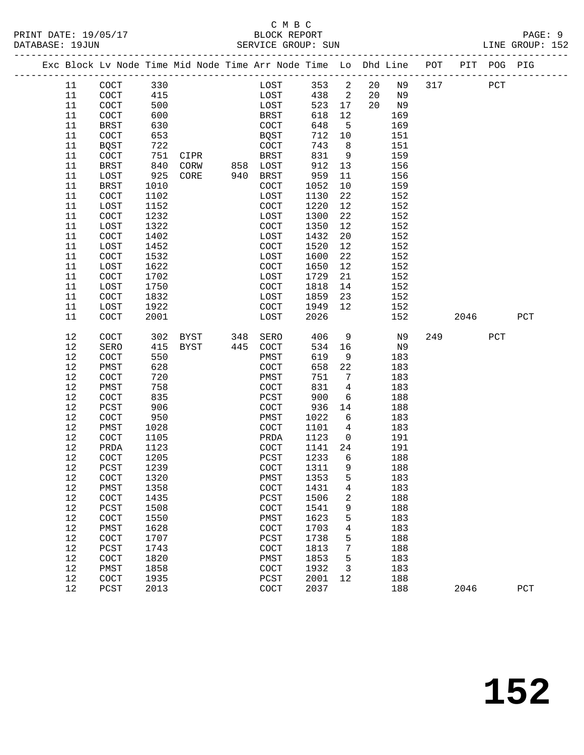C M B C
PRINT DATE: 19/05/17 BLOCK REPORT
DATABASE: 19JUN SERVICE GROUP: SUN LINE GROUP: 152

| Exc | Block | Lv Node | Time | Mid Node | Time | Arr Node | Time | Lo | Dhd | Line | POT | PIT | POG | PIG |
|---|---|---|---|---|---|---|---|---|---|---|---|---|---|---|
| | 11 | COCT | 330 | | | LOST | 353 | 2 | 20 | N9 | 317 | | PCT | |
| | 11 | COCT | 415 | | | LOST | 438 | 2 | 20 | N9 | | | | |
| | 11 | COCT | 500 | | | LOST | 523 | 17 | 20 | N9 | | | | |
| | 11 | COCT | 600 | | | BRST | 618 | 12 | | 169 | | | | |
| | 11 | BRST | 630 | | | COCT | 648 | 5 | | 169 | | | | |
| | 11 | COCT | 653 | | | BQST | 712 | 10 | | 151 | | | | |
| | 11 | BQST | 722 | | | COCT | 743 | 8 | | 151 | | | | |
| | 11 | COCT | 751 | CIPR | | BRST | 831 | 9 | | 159 | | | | |
| | 11 | BRST | 840 | CORW | 858 | LOST | 912 | 13 | | 156 | | | | |
| | 11 | LOST | 925 | CORE | 940 | BRST | 959 | 11 | | 156 | | | | |
| | 11 | BRST | 1010 | | | COCT | 1052 | 10 | | 159 | | | | |
| | 11 | COCT | 1102 | | | LOST | 1130 | 22 | | 152 | | | | |
| | 11 | LOST | 1152 | | | COCT | 1220 | 12 | | 152 | | | | |
| | 11 | COCT | 1232 | | | LOST | 1300 | 22 | | 152 | | | | |
| | 11 | LOST | 1322 | | | COCT | 1350 | 12 | | 152 | | | | |
| | 11 | COCT | 1402 | | | LOST | 1432 | 20 | | 152 | | | | |
| | 11 | LOST | 1452 | | | COCT | 1520 | 12 | | 152 | | | | |
| | 11 | COCT | 1532 | | | LOST | 1600 | 22 | | 152 | | | | |
| | 11 | LOST | 1622 | | | COCT | 1650 | 12 | | 152 | | | | |
| | 11 | COCT | 1702 | | | LOST | 1729 | 21 | | 152 | | | | |
| | 11 | LOST | 1750 | | | COCT | 1818 | 14 | | 152 | | | | |
| | 11 | COCT | 1832 | | | LOST | 1859 | 23 | | 152 | | | | |
| | 11 | LOST | 1922 | | | COCT | 1949 | 12 | | 152 | | | | |
| | 11 | COCT | 2001 | | | LOST | 2026 | | | 152 | | 2046 | | PCT |
| | 12 | COCT | 302 | BYST | 348 | SERO | 406 | 9 | | N9 | 249 | | PCT | |
| | 12 | SERO | 415 | BYST | 445 | COCT | 534 | 16 | | N9 | | | | |
| | 12 | COCT | 550 | | | PMST | 619 | 9 | | 183 | | | | |
| | 12 | PMST | 628 | | | COCT | 658 | 22 | | 183 | | | | |
| | 12 | COCT | 720 | | | PMST | 751 | 7 | | 183 | | | | |
| | 12 | PMST | 758 | | | COCT | 831 | 4 | | 183 | | | | |
| | 12 | COCT | 835 | | | PCST | 900 | 6 | | 188 | | | | |
| | 12 | PCST | 906 | | | COCT | 936 | 14 | | 188 | | | | |
| | 12 | COCT | 950 | | | PMST | 1022 | 6 | | 183 | | | | |
| | 12 | PMST | 1028 | | | COCT | 1101 | 4 | | 183 | | | | |
| | 12 | COCT | 1105 | | | PRDA | 1123 | 0 | | 191 | | | | |
| | 12 | PRDA | 1123 | | | COCT | 1141 | 24 | | 191 | | | | |
| | 12 | COCT | 1205 | | | PCST | 1233 | 6 | | 188 | | | | |
| | 12 | PCST | 1239 | | | COCT | 1311 | 9 | | 188 | | | | |
| | 12 | COCT | 1320 | | | PMST | 1353 | 5 | | 183 | | | | |
| | 12 | PMST | 1358 | | | COCT | 1431 | 4 | | 183 | | | | |
| | 12 | COCT | 1435 | | | PCST | 1506 | 2 | | 188 | | | | |
| | 12 | PCST | 1508 | | | COCT | 1541 | 9 | | 188 | | | | |
| | 12 | COCT | 1550 | | | PMST | 1623 | 5 | | 183 | | | | |
| | 12 | PMST | 1628 | | | COCT | 1703 | 4 | | 183 | | | | |
| | 12 | COCT | 1707 | | | PCST | 1738 | 5 | | 188 | | | | |
| | 12 | PCST | 1743 | | | COCT | 1813 | 7 | | 188 | | | | |
| | 12 | COCT | 1820 | | | PMST | 1853 | 5 | | 183 | | | | |
| | 12 | PMST | 1858 | | | COCT | 1932 | 3 | | 183 | | | | |
| | 12 | COCT | 1935 | | | PCST | 2001 | 12 | | 188 | | | | |
| | 12 | PCST | 2013 | | | COCT | 2037 | | | 188 | | 2046 | | PCT |

# 152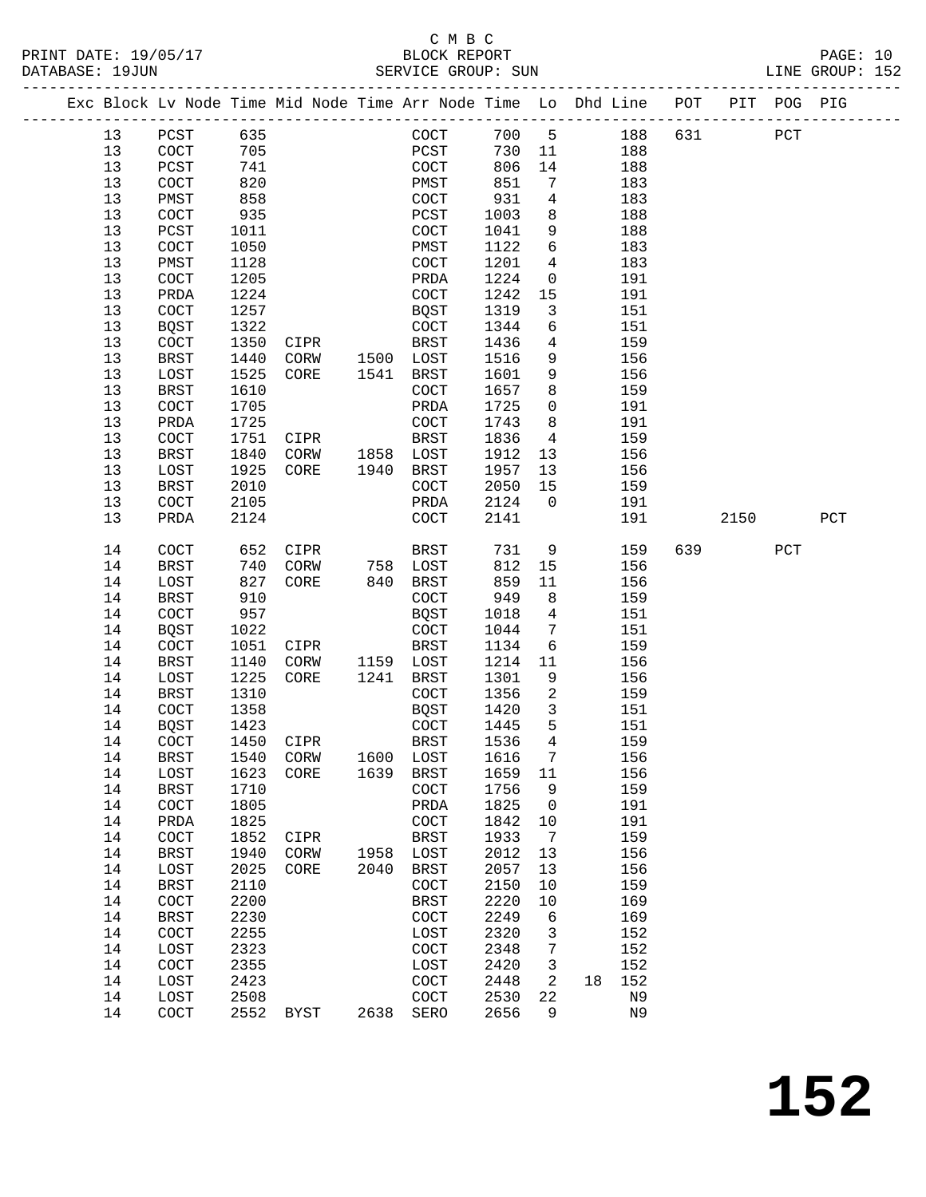C M B C

PRINT DATE: 19/05/17 BLOCK REPORT

DATABASE: 19JUN SERVICE GROUP: SUN LINE GROUP: 152

| Exc | Block | Lv | Node | Time | Mid Node | Time | Arr Node | Time | Lo | Dhd | Line | POT | PIT | POG | PIG |
|---|---|---|---|---|---|---|---|---|---|---|---|---|---|---|---|
| | 13 | | PCST | 635 | | | COCT | 700 | 5 | | 188 | 631 | | PCT | |
| | 13 | | COCT | 705 | | | PCST | 730 | 11 | | 188 | | | | |
| | 13 | | PCST | 741 | | | COCT | 806 | 14 | | 188 | | | | |
| | 13 | | COCT | 820 | | | PMST | 851 | 7 | | 183 | | | | |
| | 13 | | PMST | 858 | | | COCT | 931 | 4 | | 183 | | | | |
| | 13 | | COCT | 935 | | | PCST | 1003 | 8 | | 188 | | | | |
| | 13 | | PCST | 1011 | | | COCT | 1041 | 9 | | 188 | | | | |
| | 13 | | COCT | 1050 | | | PMST | 1122 | 6 | | 183 | | | | |
| | 13 | | PMST | 1128 | | | COCT | 1201 | 4 | | 183 | | | | |
| | 13 | | COCT | 1205 | | | PRDA | 1224 | 0 | | 191 | | | | |
| | 13 | | PRDA | 1224 | | | COCT | 1242 | 15 | | 191 | | | | |
| | 13 | | COCT | 1257 | | | BQST | 1319 | 3 | | 151 | | | | |
| | 13 | | BQST | 1322 | | | COCT | 1344 | 6 | | 151 | | | | |
| | 13 | | COCT | 1350 | CIPR | | BRST | 1436 | 4 | | 159 | | | | |
| | 13 | | BRST | 1440 | CORW | 1500 | LOST | 1516 | 9 | | 156 | | | | |
| | 13 | | LOST | 1525 | CORE | 1541 | BRST | 1601 | 9 | | 156 | | | | |
| | 13 | | BRST | 1610 | | | COCT | 1657 | 8 | | 159 | | | | |
| | 13 | | COCT | 1705 | | | PRDA | 1725 | 0 | | 191 | | | | |
| | 13 | | PRDA | 1725 | | | COCT | 1743 | 8 | | 191 | | | | |
| | 13 | | COCT | 1751 | CIPR | | BRST | 1836 | 4 | | 159 | | | | |
| | 13 | | BRST | 1840 | CORW | 1858 | LOST | 1912 | 13 | | 156 | | | | |
| | 13 | | LOST | 1925 | CORE | 1940 | BRST | 1957 | 13 | | 156 | | | | |
| | 13 | | BRST | 2010 | | | COCT | 2050 | 15 | | 159 | | | | |
| | 13 | | COCT | 2105 | | | PRDA | 2124 | 0 | | 191 | | | | |
| | 13 | | PRDA | 2124 | | | COCT | 2141 | | | 191 | | 2150 | | PCT |
| | 14 | | COCT | 652 | CIPR | | BRST | 731 | 9 | | 159 | 639 | | PCT | |
| | 14 | | BRST | 740 | CORW | 758 | LOST | 812 | 15 | | 156 | | | | |
| | 14 | | LOST | 827 | CORE | 840 | BRST | 859 | 11 | | 156 | | | | |
| | 14 | | BRST | 910 | | | COCT | 949 | 8 | | 159 | | | | |
| | 14 | | COCT | 957 | | | BQST | 1018 | 4 | | 151 | | | | |
| | 14 | | BQST | 1022 | | | COCT | 1044 | 7 | | 151 | | | | |
| | 14 | | COCT | 1051 | CIPR | | BRST | 1134 | 6 | | 159 | | | | |
| | 14 | | BRST | 1140 | CORW | 1159 | LOST | 1214 | 11 | | 156 | | | | |
| | 14 | | LOST | 1225 | CORE | 1241 | BRST | 1301 | 9 | | 156 | | | | |
| | 14 | | BRST | 1310 | | | COCT | 1356 | 2 | | 159 | | | | |
| | 14 | | COCT | 1358 | | | BQST | 1420 | 3 | | 151 | | | | |
| | 14 | | BQST | 1423 | | | COCT | 1445 | 5 | | 151 | | | | |
| | 14 | | COCT | 1450 | CIPR | | BRST | 1536 | 4 | | 159 | | | | |
| | 14 | | BRST | 1540 | CORW | 1600 | LOST | 1616 | 7 | | 156 | | | | |
| | 14 | | LOST | 1623 | CORE | 1639 | BRST | 1659 | 11 | | 156 | | | | |
| | 14 | | BRST | 1710 | | | COCT | 1756 | 9 | | 159 | | | | |
| | 14 | | COCT | 1805 | | | PRDA | 1825 | 0 | | 191 | | | | |
| | 14 | | PRDA | 1825 | | | COCT | 1842 | 10 | | 191 | | | | |
| | 14 | | COCT | 1852 | CIPR | | BRST | 1933 | 7 | | 159 | | | | |
| | 14 | | BRST | 1940 | CORW | 1958 | LOST | 2012 | 13 | | 156 | | | | |
| | 14 | | LOST | 2025 | CORE | 2040 | BRST | 2057 | 13 | | 156 | | | | |
| | 14 | | BRST | 2110 | | | COCT | 2150 | 10 | | 159 | | | | |
| | 14 | | COCT | 2200 | | | BRST | 2220 | 10 | | 169 | | | | |
| | 14 | | BRST | 2230 | | | COCT | 2249 | 6 | | 169 | | | | |
| | 14 | | COCT | 2255 | | | LOST | 2320 | 3 | | 152 | | | | |
| | 14 | | LOST | 2323 | | | COCT | 2348 | 7 | | 152 | | | | |
| | 14 | | COCT | 2355 | | | LOST | 2420 | 3 | | 152 | | | | |
| | 14 | | LOST | 2423 | | | COCT | 2448 | 2 | 18 | 152 | | | | |
| | 14 | | LOST | 2508 | | | COCT | 2530 | 22 | | N9 | | | | |
| | 14 | | COCT | 2552 | BYST | 2638 | SERO | 2656 | 9 | | N9 | | | | |

# 152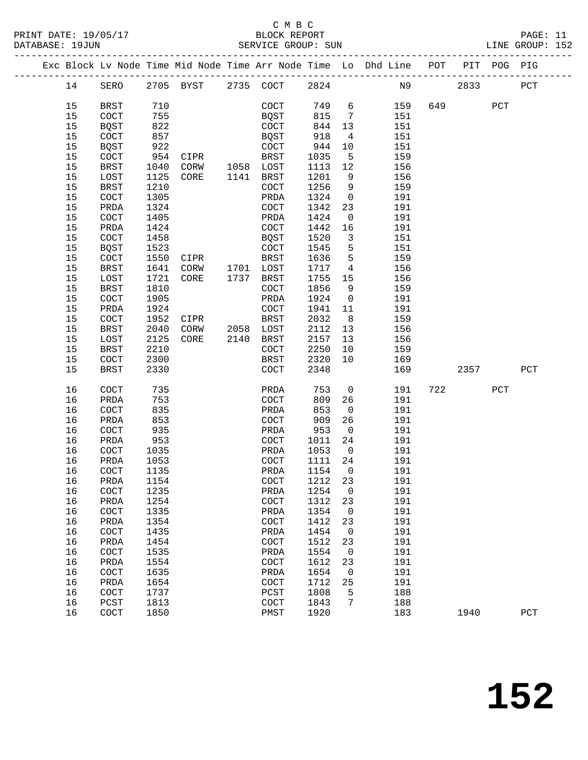C M B C
BLOCK REPORT
SERVICE GROUP: SUN

PRINT DATE: 19/05/17
DATABASE: 19JUN
LINE GROUP: 152

| Exc | Block | Lv Node | Time | Mid Node | Time | Arr Node | Time | Lo | Dhd Line | POT | PIT | POG | PIG |
|---|---|---|---|---|---|---|---|---|---|---|---|---|---|
| | 14 | SERO | 2705 | BYST | 2735 | COCT | 2824 | | N9 | | 2833 | | PCT |
| | 15 | BRST | 710 | | | COCT | 749 | 6 | 159 | 649 | | PCT | |
| | 15 | COCT | 755 | | | BQST | 815 | 7 | 151 | | | | |
| | 15 | BQST | 822 | | | COCT | 844 | 13 | 151 | | | | |
| | 15 | COCT | 857 | | | BQST | 918 | 4 | 151 | | | | |
| | 15 | BQST | 922 | | | COCT | 944 | 10 | 151 | | | | |
| | 15 | COCT | 954 | CIPR | | BRST | 1035 | 5 | 159 | | | | |
| | 15 | BRST | 1040 | CORW | 1058 | LOST | 1113 | 12 | 156 | | | | |
| | 15 | LOST | 1125 | CORE | 1141 | BRST | 1201 | 9 | 156 | | | | |
| | 15 | BRST | 1210 | | | COCT | 1256 | 9 | 159 | | | | |
| | 15 | COCT | 1305 | | | PRDA | 1324 | 0 | 191 | | | | |
| | 15 | PRDA | 1324 | | | COCT | 1342 | 23 | 191 | | | | |
| | 15 | COCT | 1405 | | | PRDA | 1424 | 0 | 191 | | | | |
| | 15 | PRDA | 1424 | | | COCT | 1442 | 16 | 191 | | | | |
| | 15 | COCT | 1458 | | | BQST | 1520 | 3 | 151 | | | | |
| | 15 | BQST | 1523 | | | COCT | 1545 | 5 | 151 | | | | |
| | 15 | COCT | 1550 | CIPR | | BRST | 1636 | 5 | 159 | | | | |
| | 15 | BRST | 1641 | CORW | 1701 | LOST | 1717 | 4 | 156 | | | | |
| | 15 | LOST | 1721 | CORE | 1737 | BRST | 1755 | 15 | 156 | | | | |
| | 15 | BRST | 1810 | | | COCT | 1856 | 9 | 159 | | | | |
| | 15 | COCT | 1905 | | | PRDA | 1924 | 0 | 191 | | | | |
| | 15 | PRDA | 1924 | | | COCT | 1941 | 11 | 191 | | | | |
| | 15 | COCT | 1952 | CIPR | | BRST | 2032 | 8 | 159 | | | | |
| | 15 | BRST | 2040 | CORW | 2058 | LOST | 2112 | 13 | 156 | | | | |
| | 15 | LOST | 2125 | CORE | 2140 | BRST | 2157 | 13 | 156 | | | | |
| | 15 | BRST | 2210 | | | COCT | 2250 | 10 | 159 | | | | |
| | 15 | COCT | 2300 | | | BRST | 2320 | 10 | 169 | | | | |
| | 15 | BRST | 2330 | | | COCT | 2348 | | 169 | | 2357 | | PCT |
| | 16 | COCT | 735 | | | PRDA | 753 | 0 | 191 | 722 | | PCT | |
| | 16 | PRDA | 753 | | | COCT | 809 | 26 | 191 | | | | |
| | 16 | COCT | 835 | | | PRDA | 853 | 0 | 191 | | | | |
| | 16 | PRDA | 853 | | | COCT | 909 | 26 | 191 | | | | |
| | 16 | COCT | 935 | | | PRDA | 953 | 0 | 191 | | | | |
| | 16 | PRDA | 953 | | | COCT | 1011 | 24 | 191 | | | | |
| | 16 | COCT | 1035 | | | PRDA | 1053 | 0 | 191 | | | | |
| | 16 | PRDA | 1053 | | | COCT | 1111 | 24 | 191 | | | | |
| | 16 | COCT | 1135 | | | PRDA | 1154 | 0 | 191 | | | | |
| | 16 | PRDA | 1154 | | | COCT | 1212 | 23 | 191 | | | | |
| | 16 | COCT | 1235 | | | PRDA | 1254 | 0 | 191 | | | | |
| | 16 | PRDA | 1254 | | | COCT | 1312 | 23 | 191 | | | | |
| | 16 | COCT | 1335 | | | PRDA | 1354 | 0 | 191 | | | | |
| | 16 | PRDA | 1354 | | | COCT | 1412 | 23 | 191 | | | | |
| | 16 | COCT | 1435 | | | PRDA | 1454 | 0 | 191 | | | | |
| | 16 | PRDA | 1454 | | | COCT | 1512 | 23 | 191 | | | | |
| | 16 | COCT | 1535 | | | PRDA | 1554 | 0 | 191 | | | | |
| | 16 | PRDA | 1554 | | | COCT | 1612 | 23 | 191 | | | | |
| | 16 | COCT | 1635 | | | PRDA | 1654 | 0 | 191 | | | | |
| | 16 | PRDA | 1654 | | | COCT | 1712 | 25 | 191 | | | | |
| | 16 | COCT | 1737 | | | PCST | 1808 | 5 | 188 | | | | |
| | 16 | PCST | 1813 | | | COCT | 1843 | 7 | 188 | | | | |
| | 16 | COCT | 1850 | | | PMST | 1920 | | 183 | | 1940 | | PCT |

# 152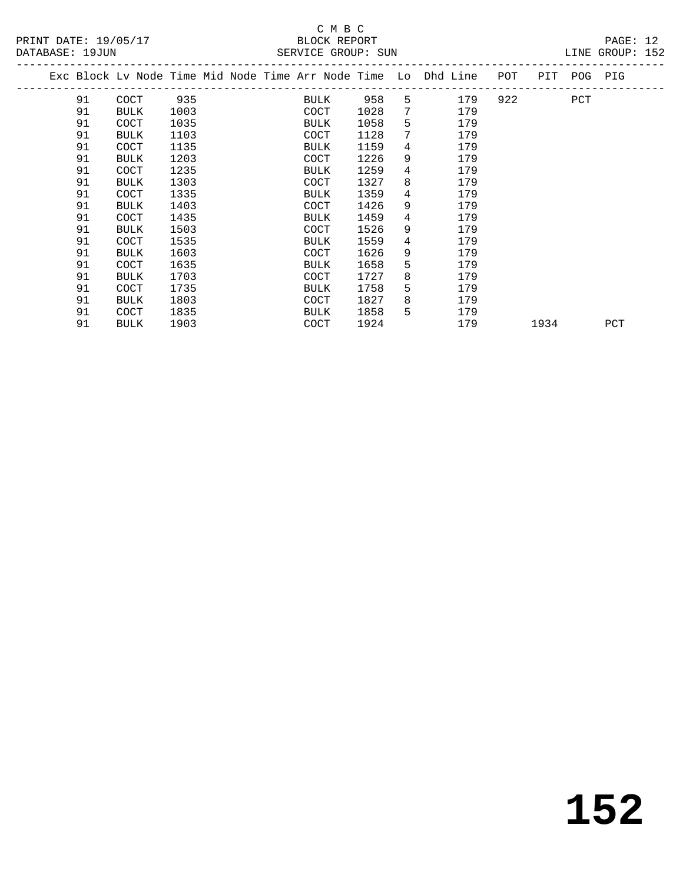C M B C

BLOCK REPORT

SERVICE GROUP: SUN

LINE GROUP: 152

PRINT DATE: 19/05/17

DATABASE: 19JUN

| Exc | Block | Lv Node | Time | Mid Node | Time | Arr Node | Time | Lo | Dhd Line | POT | PIT | POG | PIG |
|---|---|---|---|---|---|---|---|---|---|---|---|---|---|
| | 91 | COCT | 935 | | | BULK | 958 | 5 | 179 | 922 | | PCT | |
| | 91 | BULK | 1003 | | | COCT | 1028 | 7 | 179 | | | | |
| | 91 | COCT | 1035 | | | BULK | 1058 | 5 | 179 | | | | |
| | 91 | BULK | 1103 | | | COCT | 1128 | 7 | 179 | | | | |
| | 91 | COCT | 1135 | | | BULK | 1159 | 4 | 179 | | | | |
| | 91 | BULK | 1203 | | | COCT | 1226 | 9 | 179 | | | | |
| | 91 | COCT | 1235 | | | BULK | 1259 | 4 | 179 | | | | |
| | 91 | BULK | 1303 | | | COCT | 1327 | 8 | 179 | | | | |
| | 91 | COCT | 1335 | | | BULK | 1359 | 4 | 179 | | | | |
| | 91 | BULK | 1403 | | | COCT | 1426 | 9 | 179 | | | | |
| | 91 | COCT | 1435 | | | BULK | 1459 | 4 | 179 | | | | |
| | 91 | BULK | 1503 | | | COCT | 1526 | 9 | 179 | | | | |
| | 91 | COCT | 1535 | | | BULK | 1559 | 4 | 179 | | | | |
| | 91 | BULK | 1603 | | | COCT | 1626 | 9 | 179 | | | | |
| | 91 | COCT | 1635 | | | BULK | 1658 | 5 | 179 | | | | |
| | 91 | BULK | 1703 | | | COCT | 1727 | 8 | 179 | | | | |
| | 91 | COCT | 1735 | | | BULK | 1758 | 5 | 179 | | | | |
| | 91 | BULK | 1803 | | | COCT | 1827 | 8 | 179 | | | | |
| | 91 | COCT | 1835 | | | BULK | 1858 | 5 | 179 | | | | |
| | 91 | BULK | 1903 | | | COCT | 1924 | | 179 | | 1934 | | PCT |

# 152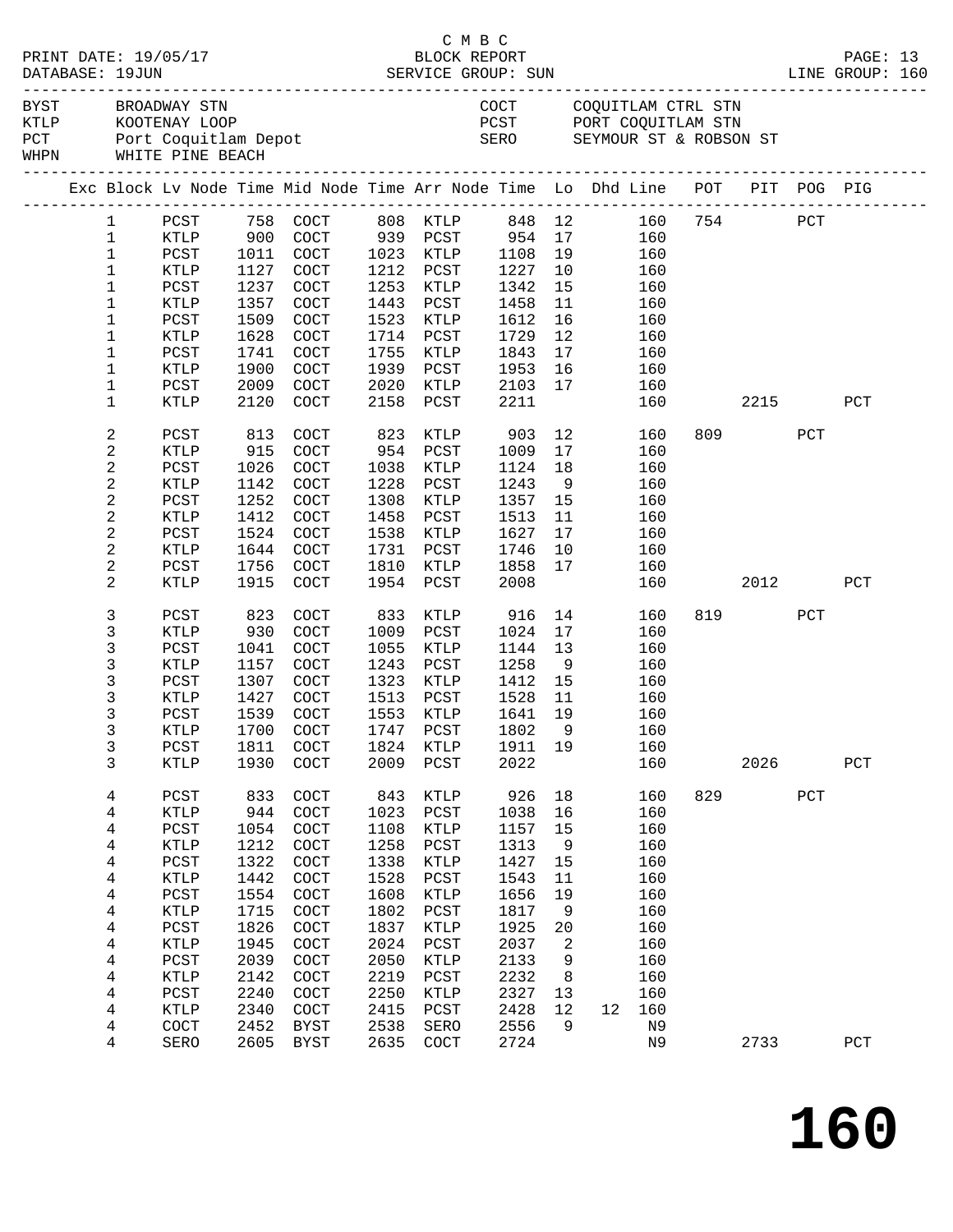C M B C
BLOCK REPORT
SERVICE GROUP: SUN

PRINT DATE: 19/05/17
DATABASE: 19JUN
LINE GROUP: 160

| Code | Name | Code | Name |
|---|---|---|---|
| BYST | BROADWAY STN | COCT | COQUITLAM CTRL STN |
| KTLP | KOOTENAY LOOP | PCST | PORT COQUITLAM STN |
| PCT | Port Coquitlam Depot | SERO | SEYMOUR ST & ROBSON ST |
| WHPN | WHITE PINE BEACH | | |

| Exc | Block | Lv Node | Time | Mid Node | Time | Arr Node | Time | Lo | Dhd | Line | POT | PIT | POG | PIG |
|---|---|---|---|---|---|---|---|---|---|---|---|---|---|---|
| | 1 | PCST | 758 | COCT | 808 | KTLP | 848 | 12 | | 160 | 754 | | PCT | |
| | 1 | KTLP | 900 | COCT | 939 | PCST | 954 | 17 | | 160 | | | | |
| | 1 | PCST | 1011 | COCT | 1023 | KTLP | 1108 | 19 | | 160 | | | | |
| | 1 | KTLP | 1127 | COCT | 1212 | PCST | 1227 | 10 | | 160 | | | | |
| | 1 | PCST | 1237 | COCT | 1253 | KTLP | 1342 | 15 | | 160 | | | | |
| | 1 | KTLP | 1357 | COCT | 1443 | PCST | 1458 | 11 | | 160 | | | | |
| | 1 | PCST | 1509 | COCT | 1523 | KTLP | 1612 | 16 | | 160 | | | | |
| | 1 | KTLP | 1628 | COCT | 1714 | PCST | 1729 | 12 | | 160 | | | | |
| | 1 | PCST | 1741 | COCT | 1755 | KTLP | 1843 | 17 | | 160 | | | | |
| | 1 | KTLP | 1900 | COCT | 1939 | PCST | 1953 | 16 | | 160 | | | | |
| | 1 | PCST | 2009 | COCT | 2020 | KTLP | 2103 | 17 | | 160 | | | | |
| | 1 | KTLP | 2120 | COCT | 2158 | PCST | 2211 | | | 160 | | 2215 | | PCT |
| | 2 | PCST | 813 | COCT | 823 | KTLP | 903 | 12 | | 160 | 809 | | PCT | |
| | 2 | KTLP | 915 | COCT | 954 | PCST | 1009 | 17 | | 160 | | | | |
| | 2 | PCST | 1026 | COCT | 1038 | KTLP | 1124 | 18 | | 160 | | | | |
| | 2 | KTLP | 1142 | COCT | 1228 | PCST | 1243 | 9 | | 160 | | | | |
| | 2 | PCST | 1252 | COCT | 1308 | KTLP | 1357 | 15 | | 160 | | | | |
| | 2 | KTLP | 1412 | COCT | 1458 | PCST | 1513 | 11 | | 160 | | | | |
| | 2 | PCST | 1524 | COCT | 1538 | KTLP | 1627 | 17 | | 160 | | | | |
| | 2 | KTLP | 1644 | COCT | 1731 | PCST | 1746 | 10 | | 160 | | | | |
| | 2 | PCST | 1756 | COCT | 1810 | KTLP | 1858 | 17 | | 160 | | | | |
| | 2 | KTLP | 1915 | COCT | 1954 | PCST | 2008 | | | 160 | | 2012 | | PCT |
| | 3 | PCST | 823 | COCT | 833 | KTLP | 916 | 14 | | 160 | 819 | | PCT | |
| | 3 | KTLP | 930 | COCT | 1009 | PCST | 1024 | 17 | | 160 | | | | |
| | 3 | PCST | 1041 | COCT | 1055 | KTLP | 1144 | 13 | | 160 | | | | |
| | 3 | KTLP | 1157 | COCT | 1243 | PCST | 1258 | 9 | | 160 | | | | |
| | 3 | PCST | 1307 | COCT | 1323 | KTLP | 1412 | 15 | | 160 | | | | |
| | 3 | KTLP | 1427 | COCT | 1513 | PCST | 1528 | 11 | | 160 | | | | |
| | 3 | PCST | 1539 | COCT | 1553 | KTLP | 1641 | 19 | | 160 | | | | |
| | 3 | KTLP | 1700 | COCT | 1747 | PCST | 1802 | 9 | | 160 | | | | |
| | 3 | PCST | 1811 | COCT | 1824 | KTLP | 1911 | 19 | | 160 | | | | |
| | 3 | KTLP | 1930 | COCT | 2009 | PCST | 2022 | | | 160 | | 2026 | | PCT |
| | 4 | PCST | 833 | COCT | 843 | KTLP | 926 | 18 | | 160 | 829 | | PCT | |
| | 4 | KTLP | 944 | COCT | 1023 | PCST | 1038 | 16 | | 160 | | | | |
| | 4 | PCST | 1054 | COCT | 1108 | KTLP | 1157 | 15 | | 160 | | | | |
| | 4 | KTLP | 1212 | COCT | 1258 | PCST | 1313 | 9 | | 160 | | | | |
| | 4 | PCST | 1322 | COCT | 1338 | KTLP | 1427 | 15 | | 160 | | | | |
| | 4 | KTLP | 1442 | COCT | 1528 | PCST | 1543 | 11 | | 160 | | | | |
| | 4 | PCST | 1554 | COCT | 1608 | KTLP | 1656 | 19 | | 160 | | | | |
| | 4 | KTLP | 1715 | COCT | 1802 | PCST | 1817 | 9 | | 160 | | | | |
| | 4 | PCST | 1826 | COCT | 1837 | KTLP | 1925 | 20 | | 160 | | | | |
| | 4 | KTLP | 1945 | COCT | 2024 | PCST | 2037 | 2 | | 160 | | | | |
| | 4 | PCST | 2039 | COCT | 2050 | KTLP | 2133 | 9 | | 160 | | | | |
| | 4 | KTLP | 2142 | COCT | 2219 | PCST | 2232 | 8 | | 160 | | | | |
| | 4 | PCST | 2240 | COCT | 2250 | KTLP | 2327 | 13 | | 160 | | | | |
| | 4 | KTLP | 2340 | COCT | 2415 | PCST | 2428 | 12 | 12 | 160 | | | | |
| | 4 | COCT | 2452 | BYST | 2538 | SERO | 2556 | 9 | | N9 | | | | |
| | 4 | SERO | 2605 | BYST | 2635 | COCT | 2724 | | | N9 | | 2733 | | PCT |

160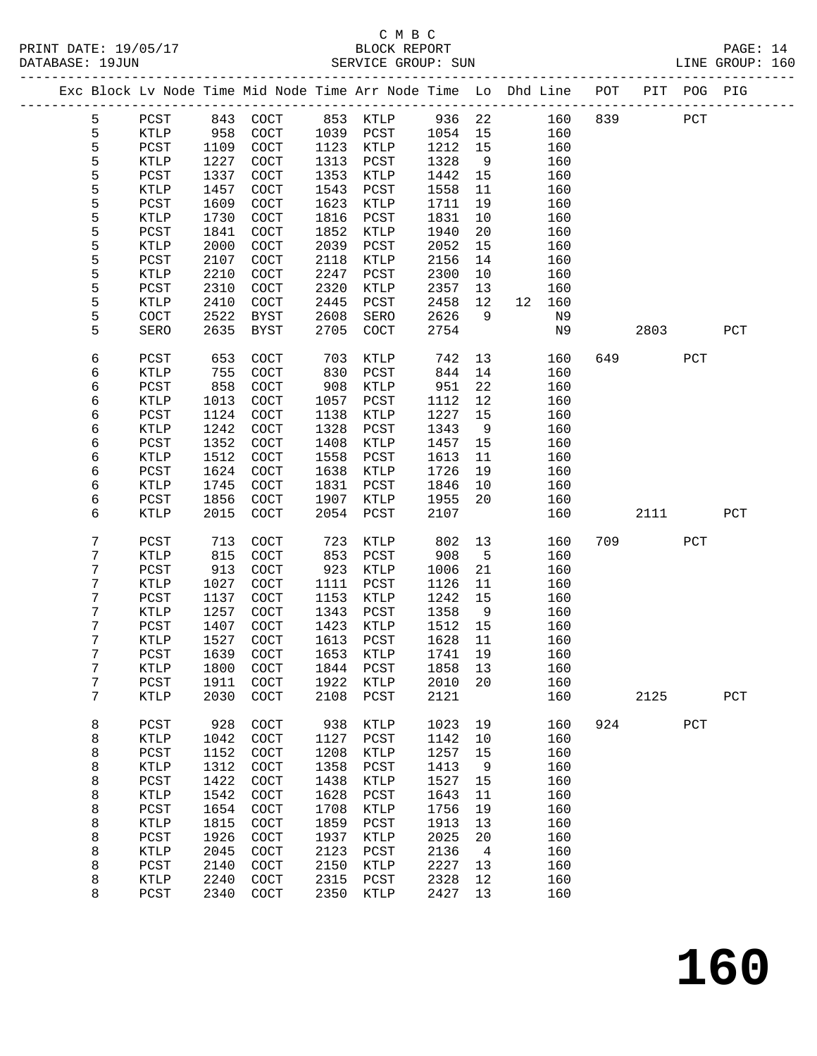C M B C

PRINT DATE: 19/05/17 BLOCK REPORT

DATABASE: 19JUN SERVICE GROUP: SUN LINE GROUP: 160

| Exc | Block | Lv | Node | Time | Mid Node | Time | Arr Node | Time | Lo | Dhd | Line | POT | PIT | POG | PIG |
|---|---|---|---|---|---|---|---|---|---|---|---|---|---|---|---|
| | 5 | | PCST | 843 | COCT | 853 | KTLP | 936 | 22 | | 160 | 839 | | PCT | |
| | 5 | | KTLP | 958 | COCT | 1039 | PCST | 1054 | 15 | | 160 | | | | |
| | 5 | | PCST | 1109 | COCT | 1123 | KTLP | 1212 | 15 | | 160 | | | | |
| | 5 | | KTLP | 1227 | COCT | 1313 | PCST | 1328 | 9 | | 160 | | | | |
| | 5 | | PCST | 1337 | COCT | 1353 | KTLP | 1442 | 15 | | 160 | | | | |
| | 5 | | KTLP | 1457 | COCT | 1543 | PCST | 1558 | 11 | | 160 | | | | |
| | 5 | | PCST | 1609 | COCT | 1623 | KTLP | 1711 | 19 | | 160 | | | | |
| | 5 | | KTLP | 1730 | COCT | 1816 | PCST | 1831 | 10 | | 160 | | | | |
| | 5 | | PCST | 1841 | COCT | 1852 | KTLP | 1940 | 20 | | 160 | | | | |
| | 5 | | KTLP | 2000 | COCT | 2039 | PCST | 2052 | 15 | | 160 | | | | |
| | 5 | | PCST | 2107 | COCT | 2118 | KTLP | 2156 | 14 | | 160 | | | | |
| | 5 | | KTLP | 2210 | COCT | 2247 | PCST | 2300 | 10 | | 160 | | | | |
| | 5 | | PCST | 2310 | COCT | 2320 | KTLP | 2357 | 13 | | 160 | | | | |
| | 5 | | KTLP | 2410 | COCT | 2445 | PCST | 2458 | 12 | 12 | 160 | | | | |
| | 5 | | COCT | 2522 | BYST | 2608 | SERO | 2626 | 9 | | N9 | | | | |
| | 5 | | SERO | 2635 | BYST | 2705 | COCT | 2754 | | | N9 | | 2803 | | PCT |
| | 6 | | PCST | 653 | COCT | 703 | KTLP | 742 | 13 | | 160 | 649 | | PCT | |
| | 6 | | KTLP | 755 | COCT | 830 | PCST | 844 | 14 | | 160 | | | | |
| | 6 | | PCST | 858 | COCT | 908 | KTLP | 951 | 22 | | 160 | | | | |
| | 6 | | KTLP | 1013 | COCT | 1057 | PCST | 1112 | 12 | | 160 | | | | |
| | 6 | | PCST | 1124 | COCT | 1138 | KTLP | 1227 | 15 | | 160 | | | | |
| | 6 | | KTLP | 1242 | COCT | 1328 | PCST | 1343 | 9 | | 160 | | | | |
| | 6 | | PCST | 1352 | COCT | 1408 | KTLP | 1457 | 15 | | 160 | | | | |
| | 6 | | KTLP | 1512 | COCT | 1558 | PCST | 1613 | 11 | | 160 | | | | |
| | 6 | | PCST | 1624 | COCT | 1638 | KTLP | 1726 | 19 | | 160 | | | | |
| | 6 | | KTLP | 1745 | COCT | 1831 | PCST | 1846 | 10 | | 160 | | | | |
| | 6 | | PCST | 1856 | COCT | 1907 | KTLP | 1955 | 20 | | 160 | | | | |
| | 6 | | KTLP | 2015 | COCT | 2054 | PCST | 2107 | | | 160 | | 2111 | | PCT |
| | 7 | | PCST | 713 | COCT | 723 | KTLP | 802 | 13 | | 160 | 709 | | PCT | |
| | 7 | | KTLP | 815 | COCT | 853 | PCST | 908 | 5 | | 160 | | | | |
| | 7 | | PCST | 913 | COCT | 923 | KTLP | 1006 | 21 | | 160 | | | | |
| | 7 | | KTLP | 1027 | COCT | 1111 | PCST | 1126 | 11 | | 160 | | | | |
| | 7 | | PCST | 1137 | COCT | 1153 | KTLP | 1242 | 15 | | 160 | | | | |
| | 7 | | KTLP | 1257 | COCT | 1343 | PCST | 1358 | 9 | | 160 | | | | |
| | 7 | | PCST | 1407 | COCT | 1423 | KTLP | 1512 | 15 | | 160 | | | | |
| | 7 | | KTLP | 1527 | COCT | 1613 | PCST | 1628 | 11 | | 160 | | | | |
| | 7 | | PCST | 1639 | COCT | 1653 | KTLP | 1741 | 19 | | 160 | | | | |
| | 7 | | KTLP | 1800 | COCT | 1844 | PCST | 1858 | 13 | | 160 | | | | |
| | 7 | | PCST | 1911 | COCT | 1922 | KTLP | 2010 | 20 | | 160 | | | | |
| | 7 | | KTLP | 2030 | COCT | 2108 | PCST | 2121 | | | 160 | | 2125 | | PCT |
| | 8 | | PCST | 928 | COCT | 938 | KTLP | 1023 | 19 | | 160 | 924 | | PCT | |
| | 8 | | KTLP | 1042 | COCT | 1127 | PCST | 1142 | 10 | | 160 | | | | |
| | 8 | | PCST | 1152 | COCT | 1208 | KTLP | 1257 | 15 | | 160 | | | | |
| | 8 | | KTLP | 1312 | COCT | 1358 | PCST | 1413 | 9 | | 160 | | | | |
| | 8 | | PCST | 1422 | COCT | 1438 | KTLP | 1527 | 15 | | 160 | | | | |
| | 8 | | KTLP | 1542 | COCT | 1628 | PCST | 1643 | 11 | | 160 | | | | |
| | 8 | | PCST | 1654 | COCT | 1708 | KTLP | 1756 | 19 | | 160 | | | | |
| | 8 | | KTLP | 1815 | COCT | 1859 | PCST | 1913 | 13 | | 160 | | | | |
| | 8 | | PCST | 1926 | COCT | 1937 | KTLP | 2025 | 20 | | 160 | | | | |
| | 8 | | KTLP | 2045 | COCT | 2123 | PCST | 2136 | 4 | | 160 | | | | |
| | 8 | | PCST | 2140 | COCT | 2150 | KTLP | 2227 | 13 | | 160 | | | | |
| | 8 | | KTLP | 2240 | COCT | 2315 | PCST | 2328 | 12 | | 160 | | | | |
| | 8 | | PCST | 2340 | COCT | 2350 | KTLP | 2427 | 13 | | 160 | | | | |

# 160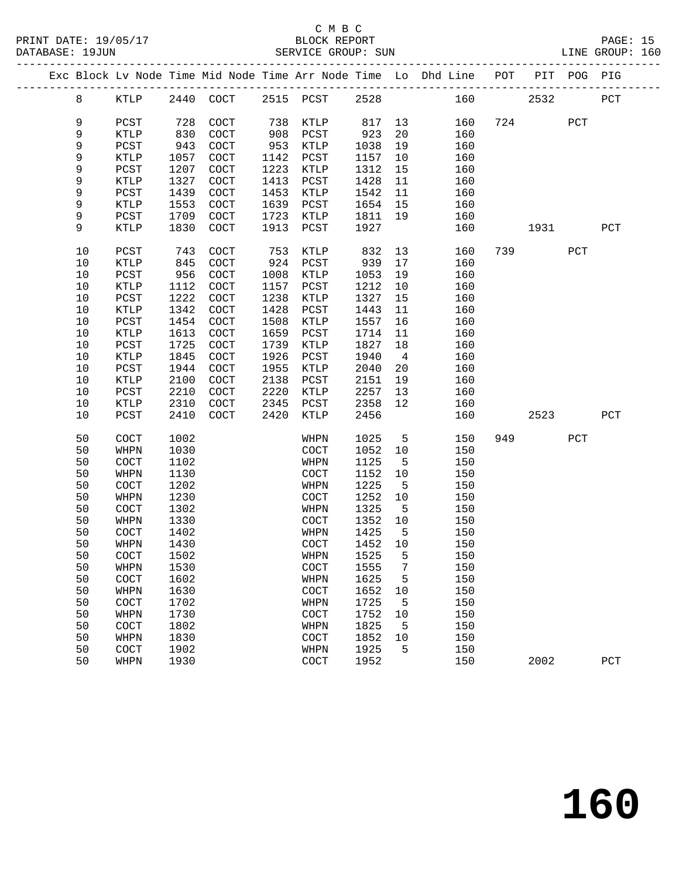C M B C

BLOCK REPORT

SERVICE GROUP: SUN

PRINT DATE: 19/05/17
DATABASE: 19JUN

LINE GROUP: 160

| Exc | Block | Lv | Node | Time | Mid Node | Time | Arr Node | Time | Lo | Dhd Line | POT | PIT | POG | PIG |
|---|---|---|---|---|---|---|---|---|---|---|---|---|---|---|
| | 8 | | KTLP | 2440 | COCT | 2515 | PCST | 2528 | | 160 | | 2532 | | PCT |
| | 9 | | PCST | 728 | COCT | 738 | KTLP | 817 | 13 | 160 | 724 | | PCT | |
| | 9 | | KTLP | 830 | COCT | 908 | PCST | 923 | 20 | 160 | | | | |
| | 9 | | PCST | 943 | COCT | 953 | KTLP | 1038 | 19 | 160 | | | | |
| | 9 | | KTLP | 1057 | COCT | 1142 | PCST | 1157 | 10 | 160 | | | | |
| | 9 | | PCST | 1207 | COCT | 1223 | KTLP | 1312 | 15 | 160 | | | | |
| | 9 | | KTLP | 1327 | COCT | 1413 | PCST | 1428 | 11 | 160 | | | | |
| | 9 | | PCST | 1439 | COCT | 1453 | KTLP | 1542 | 11 | 160 | | | | |
| | 9 | | KTLP | 1553 | COCT | 1639 | PCST | 1654 | 15 | 160 | | | | |
| | 9 | | PCST | 1709 | COCT | 1723 | KTLP | 1811 | 19 | 160 | | | | |
| | 9 | | KTLP | 1830 | COCT | 1913 | PCST | 1927 | | 160 | | 1931 | | PCT |
| | 10 | | PCST | 743 | COCT | 753 | KTLP | 832 | 13 | 160 | 739 | | PCT | |
| | 10 | | KTLP | 845 | COCT | 924 | PCST | 939 | 17 | 160 | | | | |
| | 10 | | PCST | 956 | COCT | 1008 | KTLP | 1053 | 19 | 160 | | | | |
| | 10 | | KTLP | 1112 | COCT | 1157 | PCST | 1212 | 10 | 160 | | | | |
| | 10 | | PCST | 1222 | COCT | 1238 | KTLP | 1327 | 15 | 160 | | | | |
| | 10 | | KTLP | 1342 | COCT | 1428 | PCST | 1443 | 11 | 160 | | | | |
| | 10 | | PCST | 1454 | COCT | 1508 | KTLP | 1557 | 16 | 160 | | | | |
| | 10 | | KTLP | 1613 | COCT | 1659 | PCST | 1714 | 11 | 160 | | | | |
| | 10 | | PCST | 1725 | COCT | 1739 | KTLP | 1827 | 18 | 160 | | | | |
| | 10 | | KTLP | 1845 | COCT | 1926 | PCST | 1940 | 4 | 160 | | | | |
| | 10 | | PCST | 1944 | COCT | 1955 | KTLP | 2040 | 20 | 160 | | | | |
| | 10 | | KTLP | 2100 | COCT | 2138 | PCST | 2151 | 19 | 160 | | | | |
| | 10 | | PCST | 2210 | COCT | 2220 | KTLP | 2257 | 13 | 160 | | | | |
| | 10 | | KTLP | 2310 | COCT | 2345 | PCST | 2358 | 12 | 160 | | | | |
| | 10 | | PCST | 2410 | COCT | 2420 | KTLP | 2456 | | 160 | | 2523 | | PCT |
| | 50 | | COCT | 1002 | | | WHPN | 1025 | 5 | 150 | 949 | | PCT | |
| | 50 | | WHPN | 1030 | | | COCT | 1052 | 10 | 150 | | | | |
| | 50 | | COCT | 1102 | | | WHPN | 1125 | 5 | 150 | | | | |
| | 50 | | WHPN | 1130 | | | COCT | 1152 | 10 | 150 | | | | |
| | 50 | | COCT | 1202 | | | WHPN | 1225 | 5 | 150 | | | | |
| | 50 | | WHPN | 1230 | | | COCT | 1252 | 10 | 150 | | | | |
| | 50 | | COCT | 1302 | | | WHPN | 1325 | 5 | 150 | | | | |
| | 50 | | WHPN | 1330 | | | COCT | 1352 | 10 | 150 | | | | |
| | 50 | | COCT | 1402 | | | WHPN | 1425 | 5 | 150 | | | | |
| | 50 | | WHPN | 1430 | | | COCT | 1452 | 10 | 150 | | | | |
| | 50 | | COCT | 1502 | | | WHPN | 1525 | 5 | 150 | | | | |
| | 50 | | WHPN | 1530 | | | COCT | 1555 | 7 | 150 | | | | |
| | 50 | | COCT | 1602 | | | WHPN | 1625 | 5 | 150 | | | | |
| | 50 | | WHPN | 1630 | | | COCT | 1652 | 10 | 150 | | | | |
| | 50 | | COCT | 1702 | | | WHPN | 1725 | 5 | 150 | | | | |
| | 50 | | WHPN | 1730 | | | COCT | 1752 | 10 | 150 | | | | |
| | 50 | | COCT | 1802 | | | WHPN | 1825 | 5 | 150 | | | | |
| | 50 | | WHPN | 1830 | | | COCT | 1852 | 10 | 150 | | | | |
| | 50 | | COCT | 1902 | | | WHPN | 1925 | 5 | 150 | | | | |
| | 50 | | WHPN | 1930 | | | COCT | 1952 | | 150 | | 2002 | | PCT |

# 160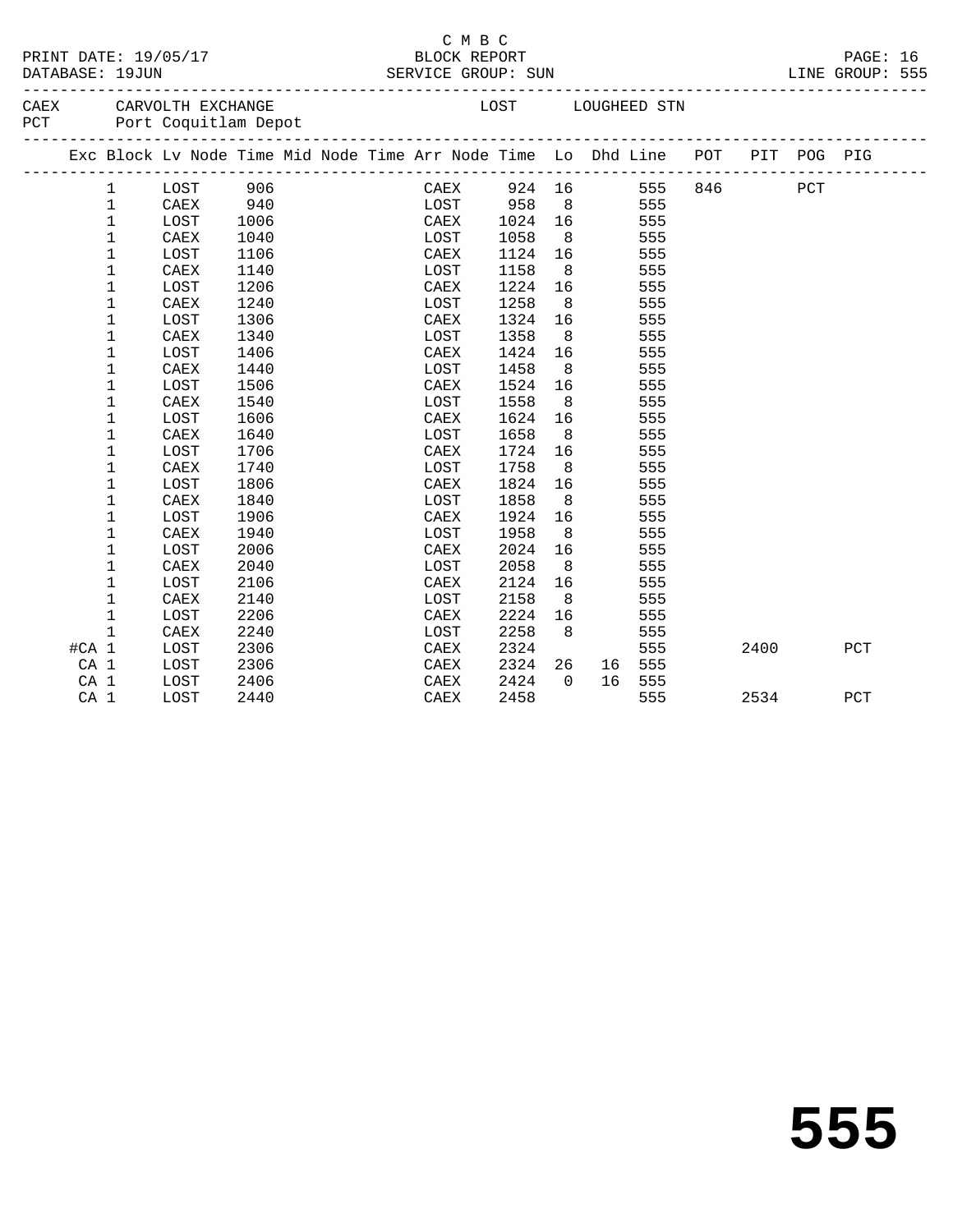C M B C

BLOCK REPORT

SERVICE GROUP: SUN

PRINT DATE: 19/05/17
DATABASE: 19JUN

LINE GROUP: 555

CAEX CARVOLTH EXCHANGE LOST LOUGHEED STN
PCT Port Coquitlam Depot

| Exc | Block | Lv Node | Time | Mid Node | Time | Arr Node | Time | Lo | Dhd | Line | POT | PIT | POG | PIG |
|---|---|---|---|---|---|---|---|---|---|---|---|---|---|---|
| | 1 | LOST | 906 | | | CAEX | 924 | 16 | | 555 | 846 | | PCT | |
| | 1 | CAEX | 940 | | | LOST | 958 | 8 | | 555 | | | | |
| | 1 | LOST | 1006 | | | CAEX | 1024 | 16 | | 555 | | | | |
| | 1 | CAEX | 1040 | | | LOST | 1058 | 8 | | 555 | | | | |
| | 1 | LOST | 1106 | | | CAEX | 1124 | 16 | | 555 | | | | |
| | 1 | CAEX | 1140 | | | LOST | 1158 | 8 | | 555 | | | | |
| | 1 | LOST | 1206 | | | CAEX | 1224 | 16 | | 555 | | | | |
| | 1 | CAEX | 1240 | | | LOST | 1258 | 8 | | 555 | | | | |
| | 1 | LOST | 1306 | | | CAEX | 1324 | 16 | | 555 | | | | |
| | 1 | CAEX | 1340 | | | LOST | 1358 | 8 | | 555 | | | | |
| | 1 | LOST | 1406 | | | CAEX | 1424 | 16 | | 555 | | | | |
| | 1 | CAEX | 1440 | | | LOST | 1458 | 8 | | 555 | | | | |
| | 1 | LOST | 1506 | | | CAEX | 1524 | 16 | | 555 | | | | |
| | 1 | CAEX | 1540 | | | LOST | 1558 | 8 | | 555 | | | | |
| | 1 | LOST | 1606 | | | CAEX | 1624 | 16 | | 555 | | | | |
| | 1 | CAEX | 1640 | | | LOST | 1658 | 8 | | 555 | | | | |
| | 1 | LOST | 1706 | | | CAEX | 1724 | 16 | | 555 | | | | |
| | 1 | CAEX | 1740 | | | LOST | 1758 | 8 | | 555 | | | | |
| | 1 | LOST | 1806 | | | CAEX | 1824 | 16 | | 555 | | | | |
| | 1 | CAEX | 1840 | | | LOST | 1858 | 8 | | 555 | | | | |
| | 1 | LOST | 1906 | | | CAEX | 1924 | 16 | | 555 | | | | |
| | 1 | CAEX | 1940 | | | LOST | 1958 | 8 | | 555 | | | | |
| | 1 | LOST | 2006 | | | CAEX | 2024 | 16 | | 555 | | | | |
| | 1 | CAEX | 2040 | | | LOST | 2058 | 8 | | 555 | | | | |
| | 1 | LOST | 2106 | | | CAEX | 2124 | 16 | | 555 | | | | |
| | 1 | CAEX | 2140 | | | LOST | 2158 | 8 | | 555 | | | | |
| | 1 | LOST | 2206 | | | CAEX | 2224 | 16 | | 555 | | | | |
| | 1 | CAEX | 2240 | | | LOST | 2258 | 8 | | 555 | | | | |
| #CA | 1 | LOST | 2306 | | | CAEX | 2324 | | | 555 | | 2400 | | PCT |
| CA | 1 | LOST | 2306 | | | CAEX | 2324 | 26 | 16 | 555 | | | | |
| CA | 1 | LOST | 2406 | | | CAEX | 2424 | 0 | 16 | 555 | | | | |
| CA | 1 | LOST | 2440 | | | CAEX | 2458 | | | 555 | | 2534 | | PCT |

555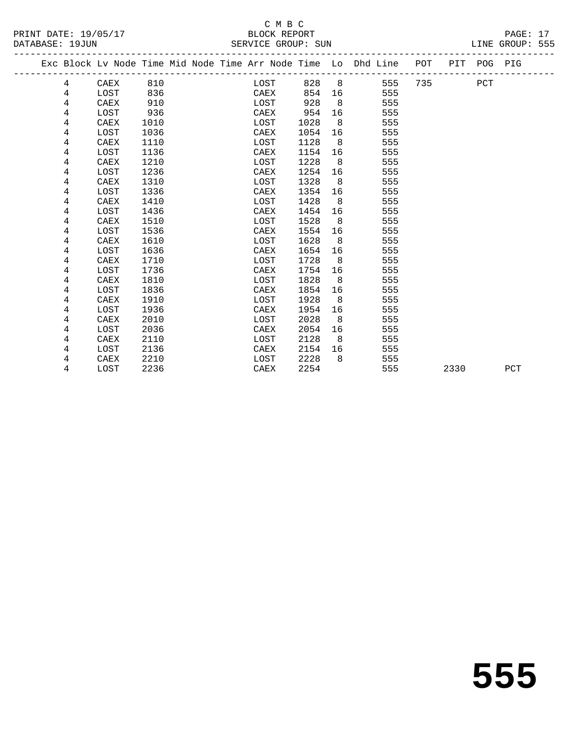C M B C

PRINT DATE: 19/05/17 BLOCK REPORT

DATABASE: 19JUN SERVICE GROUP: SUN LINE GROUP: 555

| Exc | Block | Lv | Node | Time | Mid | Node | Time | Arr | Node | Time | Lo | Dhd | Line | POT | PIT | POG | PIG |
|---|---|---|---|---|---|---|---|---|---|---|---|---|---|---|---|---|---|
| | 4 | | CAEX | 810 | | | | | LOST | 828 | 8 | | 555 | 735 | | PCT | |
| | 4 | | LOST | 836 | | | | | CAEX | 854 | 16 | | 555 | | | | |
| | 4 | | CAEX | 910 | | | | | LOST | 928 | 8 | | 555 | | | | |
| | 4 | | LOST | 936 | | | | | CAEX | 954 | 16 | | 555 | | | | |
| | 4 | | CAEX | 1010 | | | | | LOST | 1028 | 8 | | 555 | | | | |
| | 4 | | LOST | 1036 | | | | | CAEX | 1054 | 16 | | 555 | | | | |
| | 4 | | CAEX | 1110 | | | | | LOST | 1128 | 8 | | 555 | | | | |
| | 4 | | LOST | 1136 | | | | | CAEX | 1154 | 16 | | 555 | | | | |
| | 4 | | CAEX | 1210 | | | | | LOST | 1228 | 8 | | 555 | | | | |
| | 4 | | LOST | 1236 | | | | | CAEX | 1254 | 16 | | 555 | | | | |
| | 4 | | CAEX | 1310 | | | | | LOST | 1328 | 8 | | 555 | | | | |
| | 4 | | LOST | 1336 | | | | | CAEX | 1354 | 16 | | 555 | | | | |
| | 4 | | CAEX | 1410 | | | | | LOST | 1428 | 8 | | 555 | | | | |
| | 4 | | LOST | 1436 | | | | | CAEX | 1454 | 16 | | 555 | | | | |
| | 4 | | CAEX | 1510 | | | | | LOST | 1528 | 8 | | 555 | | | | |
| | 4 | | LOST | 1536 | | | | | CAEX | 1554 | 16 | | 555 | | | | |
| | 4 | | CAEX | 1610 | | | | | LOST | 1628 | 8 | | 555 | | | | |
| | 4 | | LOST | 1636 | | | | | CAEX | 1654 | 16 | | 555 | | | | |
| | 4 | | CAEX | 1710 | | | | | LOST | 1728 | 8 | | 555 | | | | |
| | 4 | | LOST | 1736 | | | | | CAEX | 1754 | 16 | | 555 | | | | |
| | 4 | | CAEX | 1810 | | | | | LOST | 1828 | 8 | | 555 | | | | |
| | 4 | | LOST | 1836 | | | | | CAEX | 1854 | 16 | | 555 | | | | |
| | 4 | | CAEX | 1910 | | | | | LOST | 1928 | 8 | | 555 | | | | |
| | 4 | | LOST | 1936 | | | | | CAEX | 1954 | 16 | | 555 | | | | |
| | 4 | | CAEX | 2010 | | | | | LOST | 2028 | 8 | | 555 | | | | |
| | 4 | | LOST | 2036 | | | | | CAEX | 2054 | 16 | | 555 | | | | |
| | 4 | | CAEX | 2110 | | | | | LOST | 2128 | 8 | | 555 | | | | |
| | 4 | | LOST | 2136 | | | | | CAEX | 2154 | 16 | | 555 | | | | |
| | 4 | | CAEX | 2210 | | | | | LOST | 2228 | 8 | | 555 | | | | |
| | 4 | | LOST | 2236 | | | | | CAEX | 2254 | | | 555 | | 2330 | | PCT |

555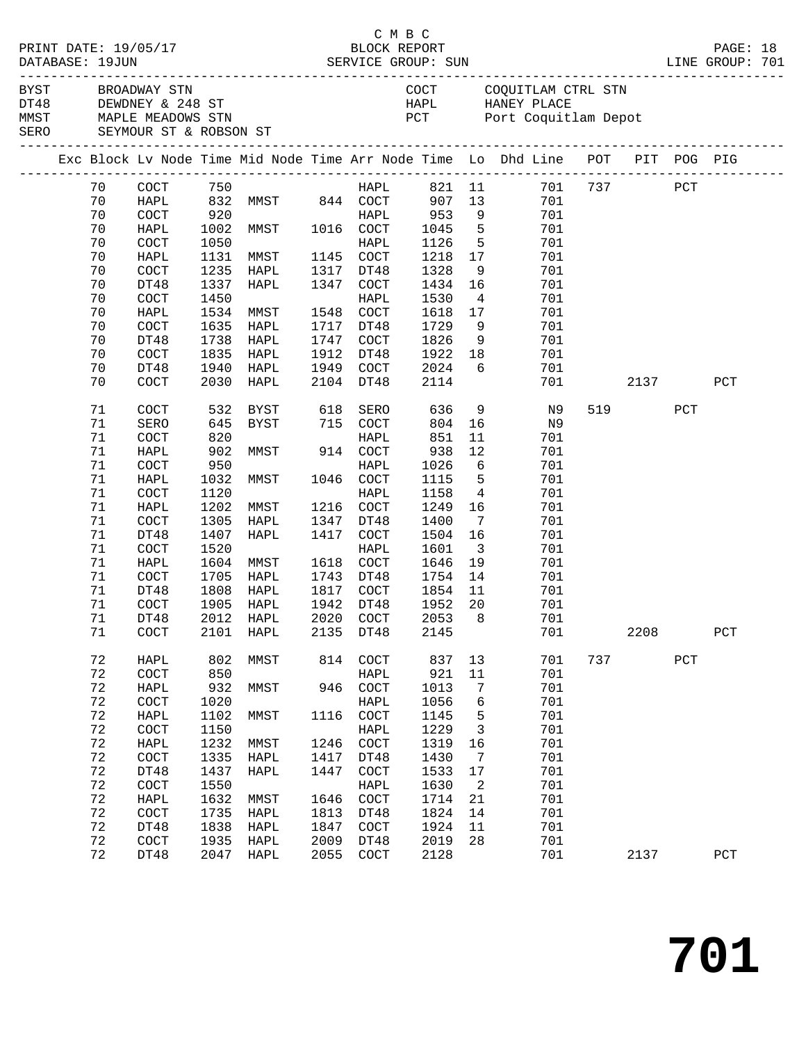C M B C
PRINT DATE: 19/05/17 BLOCK REPORT
DATABASE: 19JUN SERVICE GROUP: SUN LINE GROUP: 701

| | | | |
|---|---|---|---|
| BYST | BROADWAY STN | COCT | COQUITLAM CTRL STN |
| DT48 | DEWDNEY & 248 ST | HAPL | HANEY PLACE |
| MMST | MAPLE MEADOWS STN | PCT | Port Coquitlam Depot |
| SERO | SEYMOUR ST & ROBSON ST | | |

| Exc | Block | Lv Node | Time | Mid Node | Time | Arr Node | Time | Lo | Dhd Line | POT | PIT | POG | PIG |
|---|---|---|---|---|---|---|---|---|---|---|---|---|---|
| | 70 | COCT | 750 | | | HAPL | 821 | 11 | 701 | 737 | | PCT | |
| | 70 | HAPL | 832 | MMST | 844 | COCT | 907 | 13 | 701 | | | | |
| | 70 | COCT | 920 | | | HAPL | 953 | 9 | 701 | | | | |
| | 70 | HAPL | 1002 | MMST | 1016 | COCT | 1045 | 5 | 701 | | | | |
| | 70 | COCT | 1050 | | | HAPL | 1126 | 5 | 701 | | | | |
| | 70 | HAPL | 1131 | MMST | 1145 | COCT | 1218 | 17 | 701 | | | | |
| | 70 | COCT | 1235 | HAPL | 1317 | DT48 | 1328 | 9 | 701 | | | | |
| | 70 | DT48 | 1337 | HAPL | 1347 | COCT | 1434 | 16 | 701 | | | | |
| | 70 | COCT | 1450 | | | HAPL | 1530 | 4 | 701 | | | | |
| | 70 | HAPL | 1534 | MMST | 1548 | COCT | 1618 | 17 | 701 | | | | |
| | 70 | COCT | 1635 | HAPL | 1717 | DT48 | 1729 | 9 | 701 | | | | |
| | 70 | DT48 | 1738 | HAPL | 1747 | COCT | 1826 | 9 | 701 | | | | |
| | 70 | COCT | 1835 | HAPL | 1912 | DT48 | 1922 | 18 | 701 | | | | |
| | 70 | DT48 | 1940 | HAPL | 1949 | COCT | 2024 | 6 | 701 | | | | |
| | 70 | COCT | 2030 | HAPL | 2104 | DT48 | 2114 | | 701 | | 2137 | | PCT |
| | 71 | COCT | 532 | BYST | 618 | SERO | 636 | 9 | N9 | 519 | | PCT | |
| | 71 | SERO | 645 | BYST | 715 | COCT | 804 | 16 | N9 | | | | |
| | 71 | COCT | 820 | | | HAPL | 851 | 11 | 701 | | | | |
| | 71 | HAPL | 902 | MMST | 914 | COCT | 938 | 12 | 701 | | | | |
| | 71 | COCT | 950 | | | HAPL | 1026 | 6 | 701 | | | | |
| | 71 | HAPL | 1032 | MMST | 1046 | COCT | 1115 | 5 | 701 | | | | |
| | 71 | COCT | 1120 | | | HAPL | 1158 | 4 | 701 | | | | |
| | 71 | HAPL | 1202 | MMST | 1216 | COCT | 1249 | 16 | 701 | | | | |
| | 71 | COCT | 1305 | HAPL | 1347 | DT48 | 1400 | 7 | 701 | | | | |
| | 71 | DT48 | 1407 | HAPL | 1417 | COCT | 1504 | 16 | 701 | | | | |
| | 71 | COCT | 1520 | | | HAPL | 1601 | 3 | 701 | | | | |
| | 71 | HAPL | 1604 | MMST | 1618 | COCT | 1646 | 19 | 701 | | | | |
| | 71 | COCT | 1705 | HAPL | 1743 | DT48 | 1754 | 14 | 701 | | | | |
| | 71 | DT48 | 1808 | HAPL | 1817 | COCT | 1854 | 11 | 701 | | | | |
| | 71 | COCT | 1905 | HAPL | 1942 | DT48 | 1952 | 20 | 701 | | | | |
| | 71 | DT48 | 2012 | HAPL | 2020 | COCT | 2053 | 8 | 701 | | | | |
| | 71 | COCT | 2101 | HAPL | 2135 | DT48 | 2145 | | 701 | | 2208 | | PCT |
| | 72 | HAPL | 802 | MMST | 814 | COCT | 837 | 13 | 701 | 737 | | PCT | |
| | 72 | COCT | 850 | | | HAPL | 921 | 11 | 701 | | | | |
| | 72 | HAPL | 932 | MMST | 946 | COCT | 1013 | 7 | 701 | | | | |
| | 72 | COCT | 1020 | | | HAPL | 1056 | 6 | 701 | | | | |
| | 72 | HAPL | 1102 | MMST | 1116 | COCT | 1145 | 5 | 701 | | | | |
| | 72 | COCT | 1150 | | | HAPL | 1229 | 3 | 701 | | | | |
| | 72 | HAPL | 1232 | MMST | 1246 | COCT | 1319 | 16 | 701 | | | | |
| | 72 | COCT | 1335 | HAPL | 1417 | DT48 | 1430 | 7 | 701 | | | | |
| | 72 | DT48 | 1437 | HAPL | 1447 | COCT | 1533 | 17 | 701 | | | | |
| | 72 | COCT | 1550 | | | HAPL | 1630 | 2 | 701 | | | | |
| | 72 | HAPL | 1632 | MMST | 1646 | COCT | 1714 | 21 | 701 | | | | |
| | 72 | COCT | 1735 | HAPL | 1813 | DT48 | 1824 | 14 | 701 | | | | |
| | 72 | DT48 | 1838 | HAPL | 1847 | COCT | 1924 | 11 | 701 | | | | |
| | 72 | COCT | 1935 | HAPL | 2009 | DT48 | 2019 | 28 | 701 | | | | |
| | 72 | DT48 | 2047 | HAPL | 2055 | COCT | 2128 | | 701 | | 2137 | | PCT |

# 701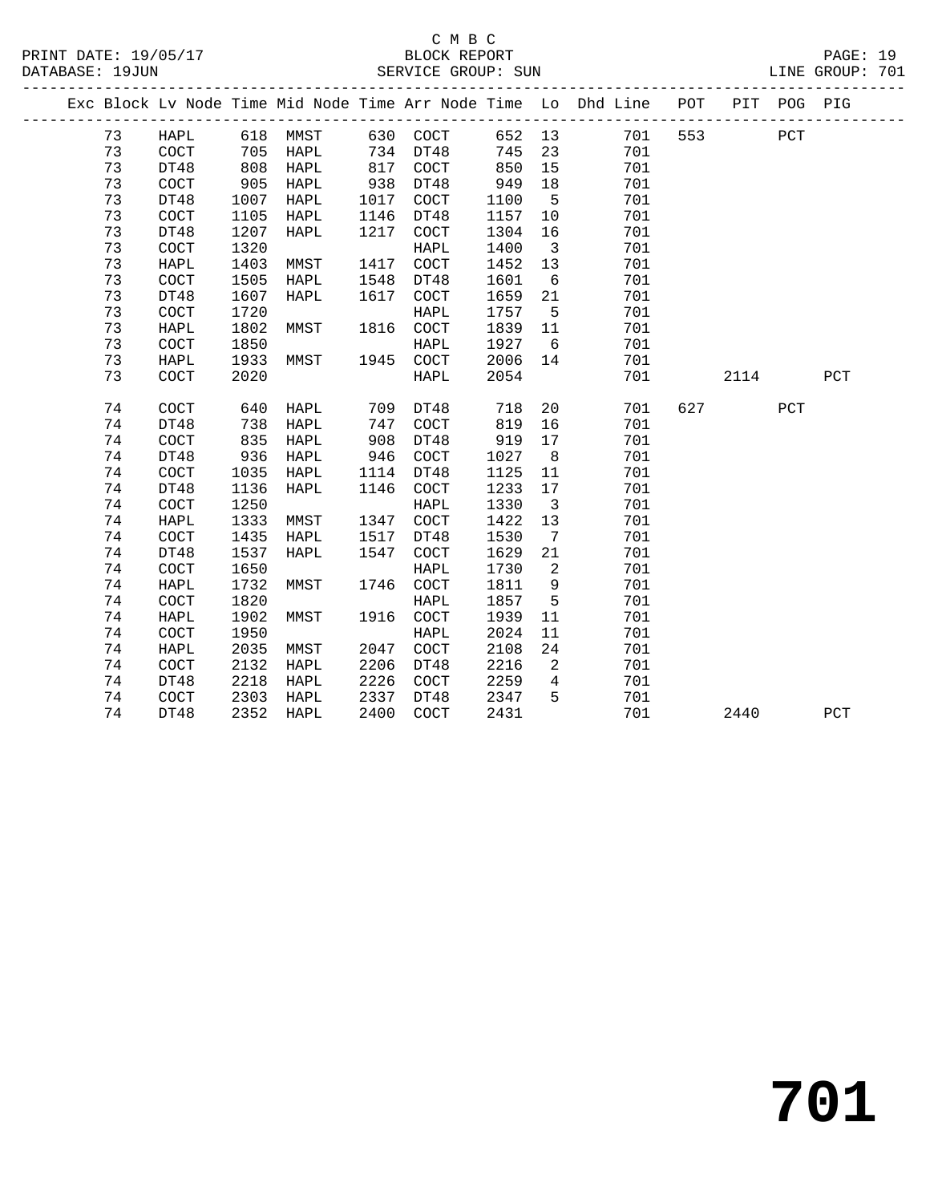C M B C

BLOCK REPORT

SERVICE GROUP: SUN

PRINT DATE: 19/05/17
DATABASE: 19JUN
LINE GROUP: 701

| Exc | Block | Lv | Node | Time | Mid Node | Time | Arr Node | Time | Lo | Dhd Line | POT | PIT | POG | PIG |
|---|---|---|---|---|---|---|---|---|---|---|---|---|---|---|
| | 73 | | HAPL | 618 | MMST | 630 | COCT | 652 | 13 | 701 | 553 | | PCT | |
| | 73 | | COCT | 705 | HAPL | 734 | DT48 | 745 | 23 | 701 | | | | |
| | 73 | | DT48 | 808 | HAPL | 817 | COCT | 850 | 15 | 701 | | | | |
| | 73 | | COCT | 905 | HAPL | 938 | DT48 | 949 | 18 | 701 | | | | |
| | 73 | | DT48 | 1007 | HAPL | 1017 | COCT | 1100 | 5 | 701 | | | | |
| | 73 | | COCT | 1105 | HAPL | 1146 | DT48 | 1157 | 10 | 701 | | | | |
| | 73 | | DT48 | 1207 | HAPL | 1217 | COCT | 1304 | 16 | 701 | | | | |
| | 73 | | COCT | 1320 | | | HAPL | 1400 | 3 | 701 | | | | |
| | 73 | | HAPL | 1403 | MMST | 1417 | COCT | 1452 | 13 | 701 | | | | |
| | 73 | | COCT | 1505 | HAPL | 1548 | DT48 | 1601 | 6 | 701 | | | | |
| | 73 | | DT48 | 1607 | HAPL | 1617 | COCT | 1659 | 21 | 701 | | | | |
| | 73 | | COCT | 1720 | | | HAPL | 1757 | 5 | 701 | | | | |
| | 73 | | HAPL | 1802 | MMST | 1816 | COCT | 1839 | 11 | 701 | | | | |
| | 73 | | COCT | 1850 | | | HAPL | 1927 | 6 | 701 | | | | |
| | 73 | | HAPL | 1933 | MMST | 1945 | COCT | 2006 | 14 | 701 | | | | |
| | 73 | | COCT | 2020 | | | HAPL | 2054 | | 701 | | 2114 | | PCT |
| | 74 | | COCT | 640 | HAPL | 709 | DT48 | 718 | 20 | 701 | 627 | | PCT | |
| | 74 | | DT48 | 738 | HAPL | 747 | COCT | 819 | 16 | 701 | | | | |
| | 74 | | COCT | 835 | HAPL | 908 | DT48 | 919 | 17 | 701 | | | | |
| | 74 | | DT48 | 936 | HAPL | 946 | COCT | 1027 | 8 | 701 | | | | |
| | 74 | | COCT | 1035 | HAPL | 1114 | DT48 | 1125 | 11 | 701 | | | | |
| | 74 | | DT48 | 1136 | HAPL | 1146 | COCT | 1233 | 17 | 701 | | | | |
| | 74 | | COCT | 1250 | | | HAPL | 1330 | 3 | 701 | | | | |
| | 74 | | HAPL | 1333 | MMST | 1347 | COCT | 1422 | 13 | 701 | | | | |
| | 74 | | COCT | 1435 | HAPL | 1517 | DT48 | 1530 | 7 | 701 | | | | |
| | 74 | | DT48 | 1537 | HAPL | 1547 | COCT | 1629 | 21 | 701 | | | | |
| | 74 | | COCT | 1650 | | | HAPL | 1730 | 2 | 701 | | | | |
| | 74 | | HAPL | 1732 | MMST | 1746 | COCT | 1811 | 9 | 701 | | | | |
| | 74 | | COCT | 1820 | | | HAPL | 1857 | 5 | 701 | | | | |
| | 74 | | HAPL | 1902 | MMST | 1916 | COCT | 1939 | 11 | 701 | | | | |
| | 74 | | COCT | 1950 | | | HAPL | 2024 | 11 | 701 | | | | |
| | 74 | | HAPL | 2035 | MMST | 2047 | COCT | 2108 | 24 | 701 | | | | |
| | 74 | | COCT | 2132 | HAPL | 2206 | DT48 | 2216 | 2 | 701 | | | | |
| | 74 | | DT48 | 2218 | HAPL | 2226 | COCT | 2259 | 4 | 701 | | | | |
| | 74 | | COCT | 2303 | HAPL | 2337 | DT48 | 2347 | 5 | 701 | | | | |
| | 74 | | DT48 | 2352 | HAPL | 2400 | COCT | 2431 | | 701 | | 2440 | | PCT |

# 701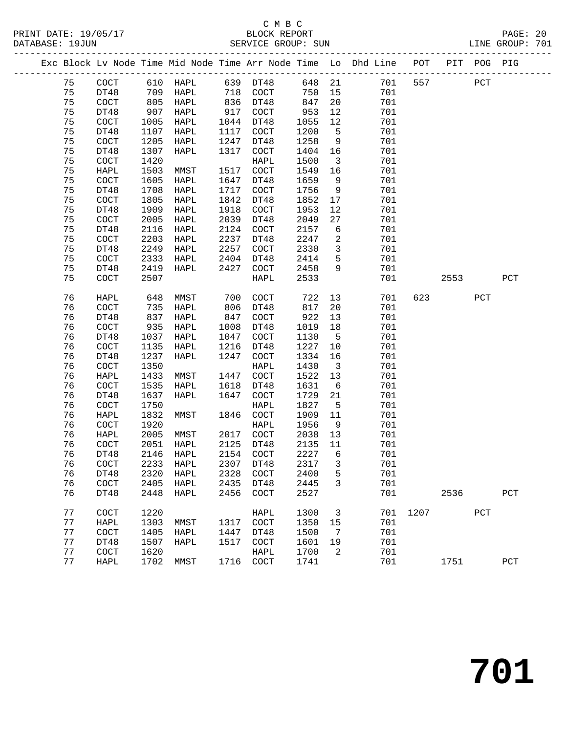C M B C

BLOCK REPORT

SERVICE GROUP: SUN

PRINT DATE: 19/05/17
DATABASE: 19JUN
LINE GROUP: 701

| Exc | Block | Lv | Node | Time | Mid Node | Time | Arr Node | Time | Lo | Dhd Line | POT | PIT | POG | PIG |
|---|---|---|---|---|---|---|---|---|---|---|---|---|---|---|
| | 75 | | COCT | 610 | HAPL | 639 | DT48 | 648 | 21 | 701 | 557 | | PCT | |
| | 75 | | DT48 | 709 | HAPL | 718 | COCT | 750 | 15 | 701 | | | | |
| | 75 | | COCT | 805 | HAPL | 836 | DT48 | 847 | 20 | 701 | | | | |
| | 75 | | DT48 | 907 | HAPL | 917 | COCT | 953 | 12 | 701 | | | | |
| | 75 | | COCT | 1005 | HAPL | 1044 | DT48 | 1055 | 12 | 701 | | | | |
| | 75 | | DT48 | 1107 | HAPL | 1117 | COCT | 1200 | 5 | 701 | | | | |
| | 75 | | COCT | 1205 | HAPL | 1247 | DT48 | 1258 | 9 | 701 | | | | |
| | 75 | | DT48 | 1307 | HAPL | 1317 | COCT | 1404 | 16 | 701 | | | | |
| | 75 | | COCT | 1420 | | | HAPL | 1500 | 3 | 701 | | | | |
| | 75 | | HAPL | 1503 | MMST | 1517 | COCT | 1549 | 16 | 701 | | | | |
| | 75 | | COCT | 1605 | HAPL | 1647 | DT48 | 1659 | 9 | 701 | | | | |
| | 75 | | DT48 | 1708 | HAPL | 1717 | COCT | 1756 | 9 | 701 | | | | |
| | 75 | | COCT | 1805 | HAPL | 1842 | DT48 | 1852 | 17 | 701 | | | | |
| | 75 | | DT48 | 1909 | HAPL | 1918 | COCT | 1953 | 12 | 701 | | | | |
| | 75 | | COCT | 2005 | HAPL | 2039 | DT48 | 2049 | 27 | 701 | | | | |
| | 75 | | DT48 | 2116 | HAPL | 2124 | COCT | 2157 | 6 | 701 | | | | |
| | 75 | | COCT | 2203 | HAPL | 2237 | DT48 | 2247 | 2 | 701 | | | | |
| | 75 | | DT48 | 2249 | HAPL | 2257 | COCT | 2330 | 3 | 701 | | | | |
| | 75 | | COCT | 2333 | HAPL | 2404 | DT48 | 2414 | 5 | 701 | | | | |
| | 75 | | DT48 | 2419 | HAPL | 2427 | COCT | 2458 | 9 | 701 | | | | |
| | 75 | | COCT | 2507 | | | HAPL | 2533 | | 701 | | 2553 | | PCT |
| | 76 | | HAPL | 648 | MMST | 700 | COCT | 722 | 13 | 701 | 623 | | PCT | |
| | 76 | | COCT | 735 | HAPL | 806 | DT48 | 817 | 20 | 701 | | | | |
| | 76 | | DT48 | 837 | HAPL | 847 | COCT | 922 | 13 | 701 | | | | |
| | 76 | | COCT | 935 | HAPL | 1008 | DT48 | 1019 | 18 | 701 | | | | |
| | 76 | | DT48 | 1037 | HAPL | 1047 | COCT | 1130 | 5 | 701 | | | | |
| | 76 | | COCT | 1135 | HAPL | 1216 | DT48 | 1227 | 10 | 701 | | | | |
| | 76 | | DT48 | 1237 | HAPL | 1247 | COCT | 1334 | 16 | 701 | | | | |
| | 76 | | COCT | 1350 | | | HAPL | 1430 | 3 | 701 | | | | |
| | 76 | | HAPL | 1433 | MMST | 1447 | COCT | 1522 | 13 | 701 | | | | |
| | 76 | | COCT | 1535 | HAPL | 1618 | DT48 | 1631 | 6 | 701 | | | | |
| | 76 | | DT48 | 1637 | HAPL | 1647 | COCT | 1729 | 21 | 701 | | | | |
| | 76 | | COCT | 1750 | | | HAPL | 1827 | 5 | 701 | | | | |
| | 76 | | HAPL | 1832 | MMST | 1846 | COCT | 1909 | 11 | 701 | | | | |
| | 76 | | COCT | 1920 | | | HAPL | 1956 | 9 | 701 | | | | |
| | 76 | | HAPL | 2005 | MMST | 2017 | COCT | 2038 | 13 | 701 | | | | |
| | 76 | | COCT | 2051 | HAPL | 2125 | DT48 | 2135 | 11 | 701 | | | | |
| | 76 | | DT48 | 2146 | HAPL | 2154 | COCT | 2227 | 6 | 701 | | | | |
| | 76 | | COCT | 2233 | HAPL | 2307 | DT48 | 2317 | 3 | 701 | | | | |
| | 76 | | DT48 | 2320 | HAPL | 2328 | COCT | 2400 | 5 | 701 | | | | |
| | 76 | | COCT | 2405 | HAPL | 2435 | DT48 | 2445 | 3 | 701 | | | | |
| | 76 | | DT48 | 2448 | HAPL | 2456 | COCT | 2527 | | 701 | | 2536 | | PCT |
| | 77 | | COCT | 1220 | | | HAPL | 1300 | 3 | 701 | 1207 | | PCT | |
| | 77 | | HAPL | 1303 | MMST | 1317 | COCT | 1350 | 15 | 701 | | | | |
| | 77 | | COCT | 1405 | HAPL | 1447 | DT48 | 1500 | 7 | 701 | | | | |
| | 77 | | DT48 | 1507 | HAPL | 1517 | COCT | 1601 | 19 | 701 | | | | |
| | 77 | | COCT | 1620 | | | HAPL | 1700 | 2 | 701 | | | | |
| | 77 | | HAPL | 1702 | MMST | 1716 | COCT | 1741 | | 701 | | 1751 | | PCT |

# 701